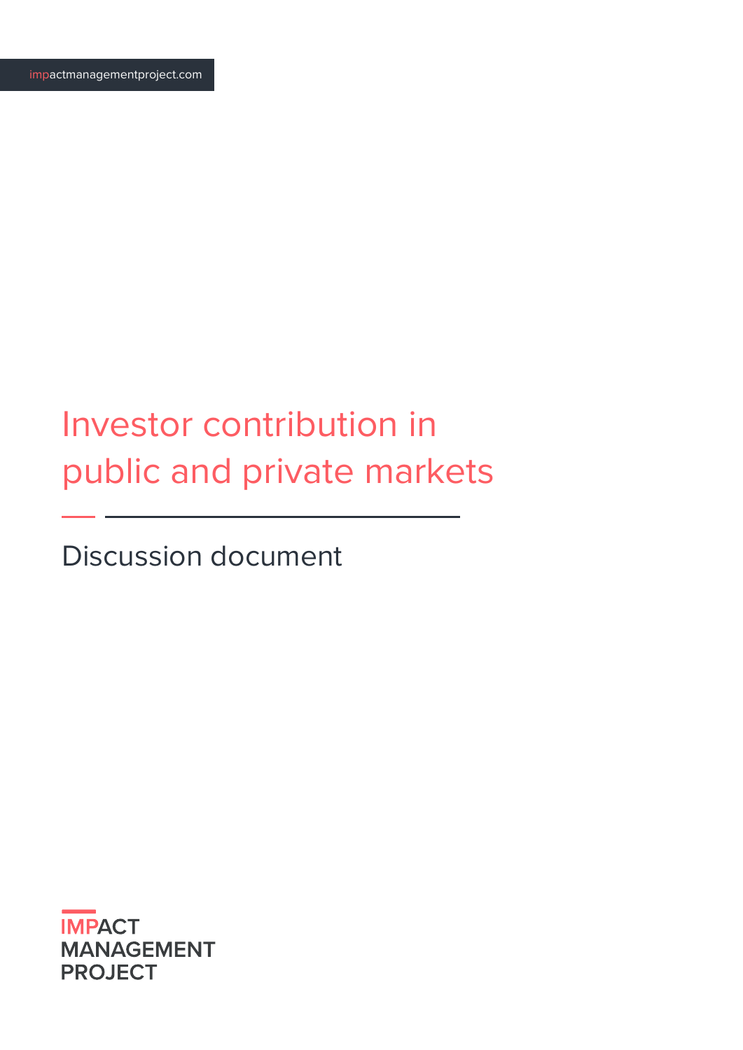impactmanagementproject.com

# Investor contribution in public and private markets

## Discussion document

IMPACT MANAGEMENT PROJECT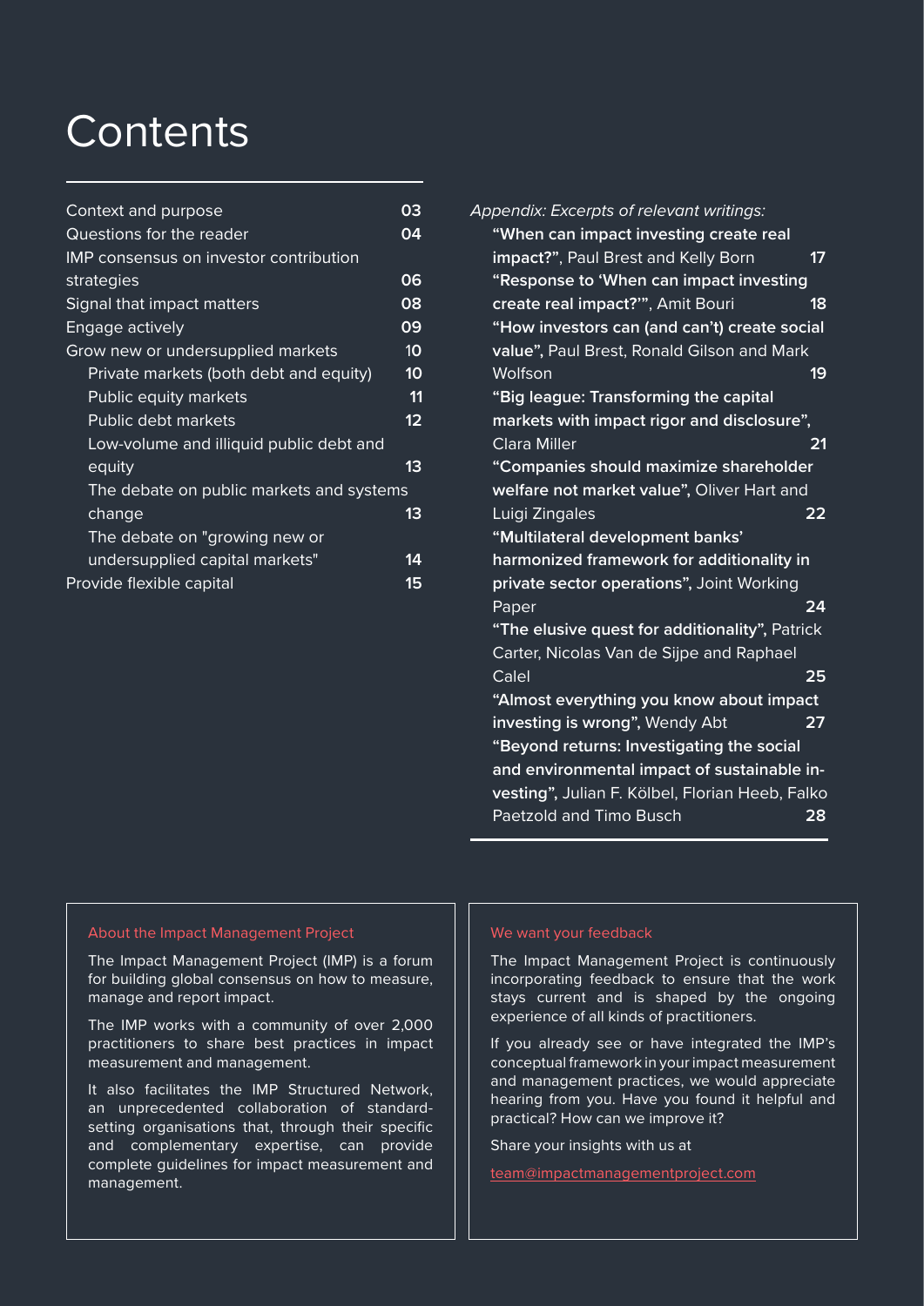# Contents

| | |
|---|---|
| Context and purpose | 03 |
| Questions for the reader | 04 |
| IMP consensus on investor contribution strategies | 06 |
| Signal that impact matters | 08 |
| Engage actively | 09 |
| Grow new or undersupplied markets | 10 |
| Private markets (both debt and equity) | 10 |
| Public equity markets | 11 |
| Public debt markets | 12 |
| Low-volume and illiquid public debt and equity | 13 |
| The debate on public markets and systems change | 13 |
| The debate on "growing new or undersupplied capital markets" | 14 |
| Provide flexible capital | 15 |

*Appendix: Excerpts of relevant writings:*

| | |
|---|---|
| **"When can impact investing create real impact?"**, Paul Brest and Kelly Born | 17 |
| **"Response to 'When can impact investing create real impact?'"**, Amit Bouri | 18 |
| **"How investors can (and can't) create social value"**, Paul Brest, Ronald Gilson and Mark Wolfson | 19 |
| **"Big league: Transforming the capital markets with impact rigor and disclosure"**, Clara Miller | 21 |
| **"Companies should maximize shareholder welfare not market value"**, Oliver Hart and Luigi Zingales | 22 |
| **"Multilateral development banks' harmonized framework for additionality in private sector operations"**, Joint Working Paper | 24 |
| **"The elusive quest for additionality"**, Patrick Carter, Nicolas Van de Sijpe and Raphael Calel | 25 |
| **"Almost everything you know about impact investing is wrong"**, Wendy Abt | 27 |
| **"Beyond returns: Investigating the social and environmental impact of sustainable investing"**, Julian F. Kölbel, Florian Heeb, Falko Paetzold and Timo Busch | 28 |

### About the Impact Management Project

The Impact Management Project (IMP) is a forum for building global consensus on how to measure, manage and report impact.

The IMP works with a community of over 2,000 practitioners to share best practices in impact measurement and management.

It also facilitates the IMP Structured Network, an unprecedented collaboration of standard-setting organisations that, through their specific and complementary expertise, can provide complete guidelines for impact measurement and management.

### We want your feedback

The Impact Management Project is continuously incorporating feedback to ensure that the work stays current and is shaped by the ongoing experience of all kinds of practitioners.

If you already see or have integrated the IMP's conceptual framework in your impact measurement and management practices, we would appreciate hearing from you. Have you found it helpful and practical? How can we improve it?

Share your insights with us at

team@impactmanagementproject.com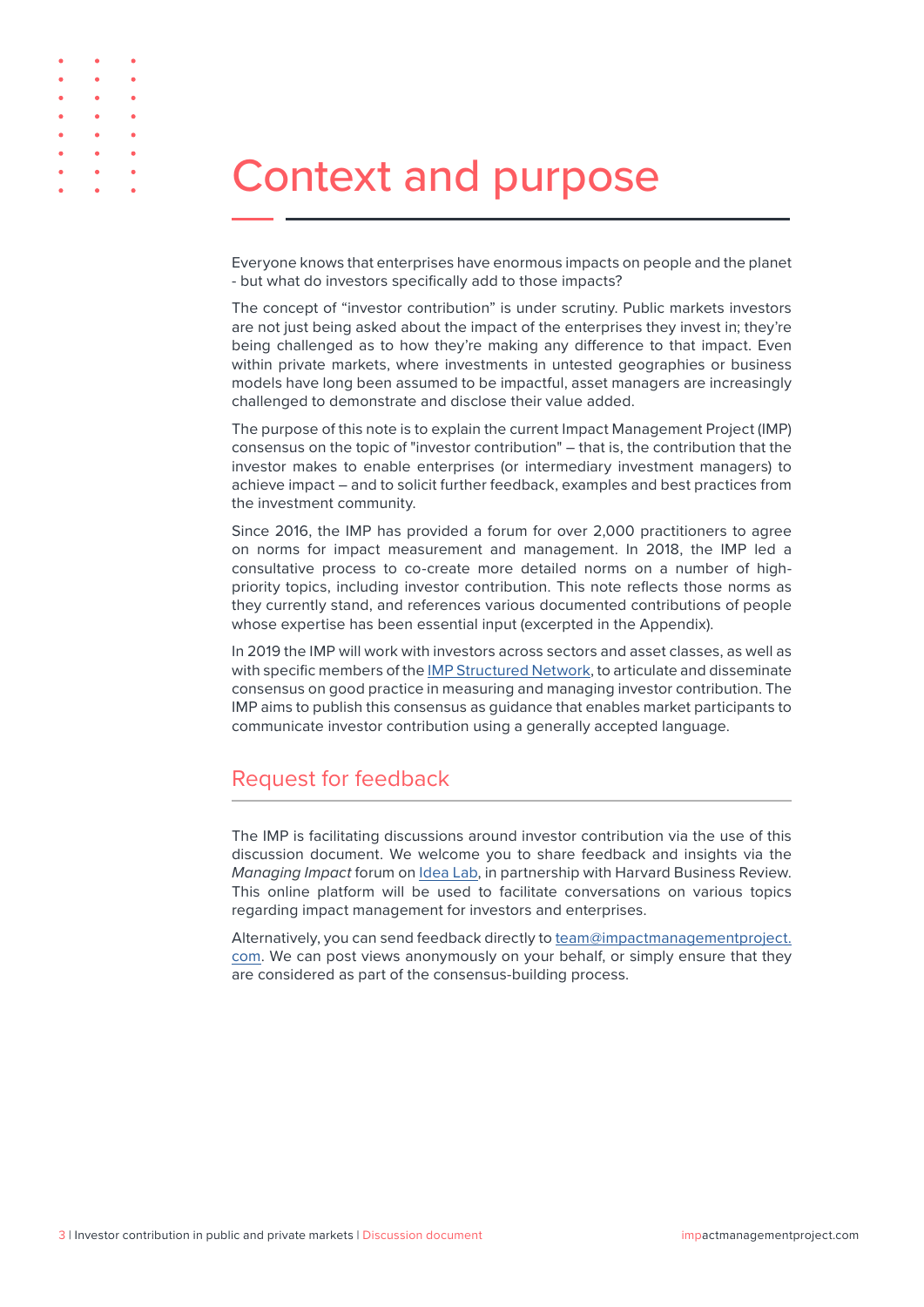# Context and purpose

Everyone knows that enterprises have enormous impacts on people and the planet - but what do investors specifically add to those impacts?

The concept of "investor contribution" is under scrutiny. Public markets investors are not just being asked about the impact of the enterprises they invest in; they're being challenged as to how they're making any difference to that impact. Even within private markets, where investments in untested geographies or business models have long been assumed to be impactful, asset managers are increasingly challenged to demonstrate and disclose their value added.

The purpose of this note is to explain the current Impact Management Project (IMP) consensus on the topic of "investor contribution" – that is, the contribution that the investor makes to enable enterprises (or intermediary investment managers) to achieve impact – and to solicit further feedback, examples and best practices from the investment community.

Since 2016, the IMP has provided a forum for over 2,000 practitioners to agree on norms for impact measurement and management. In 2018, the IMP led a consultative process to co-create more detailed norms on a number of high-priority topics, including investor contribution. This note reflects those norms as they currently stand, and references various documented contributions of people whose expertise has been essential input (excerpted in the Appendix).

In 2019 the IMP will work with investors across sectors and asset classes, as well as with specific members of the IMP Structured Network, to articulate and disseminate consensus on good practice in measuring and managing investor contribution. The IMP aims to publish this consensus as guidance that enables market participants to communicate investor contribution using a generally accepted language.

## Request for feedback

The IMP is facilitating discussions around investor contribution via the use of this discussion document. We welcome you to share feedback and insights via the *Managing Impact* forum on Idea Lab, in partnership with Harvard Business Review. This online platform will be used to facilitate conversations on various topics regarding impact management for investors and enterprises.

Alternatively, you can send feedback directly to team@impactmanagementproject.com. We can post views anonymously on your behalf, or simply ensure that they are considered as part of the consensus-building process.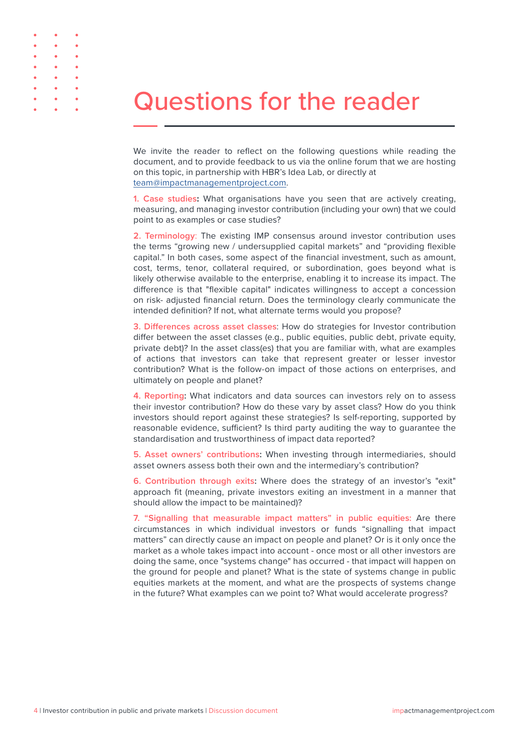# Questions for the reader

We invite the reader to reflect on the following questions while reading the document, and to provide feedback to us via the online forum that we are hosting on this topic, in partnership with HBR's Idea Lab, or directly at team@impactmanagementproject.com.

**1. Case studies:** What organisations have you seen that are actively creating, measuring, and managing investor contribution (including your own) that we could point to as examples or case studies?

**2. Terminology:** The existing IMP consensus around investor contribution uses the terms "growing new / undersupplied capital markets" and "providing flexible capital." In both cases, some aspect of the financial investment, such as amount, cost, terms, tenor, collateral required, or subordination, goes beyond what is likely otherwise available to the enterprise, enabling it to increase its impact. The difference is that "flexible capital" indicates willingness to accept a concession on risk- adjusted financial return. Does the terminology clearly communicate the intended definition? If not, what alternate terms would you propose?

**3. Differences across asset classes:** How do strategies for Investor contribution differ between the asset classes (e.g., public equities, public debt, private equity, private debt)? In the asset class(es) that you are familiar with, what are examples of actions that investors can take that represent greater or lesser investor contribution? What is the follow-on impact of those actions on enterprises, and ultimately on people and planet?

**4. Reporting:** What indicators and data sources can investors rely on to assess their investor contribution? How do these vary by asset class? How do you think investors should report against these strategies? Is self-reporting, supported by reasonable evidence, sufficient? Is third party auditing the way to guarantee the standardisation and trustworthiness of impact data reported?

**5. Asset owners' contributions:** When investing through intermediaries, should asset owners assess both their own and the intermediary's contribution?

**6. Contribution through exits:** Where does the strategy of an investor's "exit" approach fit (meaning, private investors exiting an investment in a manner that should allow the impact to be maintained)?

**7. "Signalling that measurable impact matters" in public equities:** Are there circumstances in which individual investors or funds "signalling that impact matters" can directly cause an impact on people and planet? Or is it only once the market as a whole takes impact into account - once most or all other investors are doing the same, once "systems change" has occurred - that impact will happen on the ground for people and planet? What is the state of systems change in public equities markets at the moment, and what are the prospects of systems change in the future? What examples can we point to? What would accelerate progress?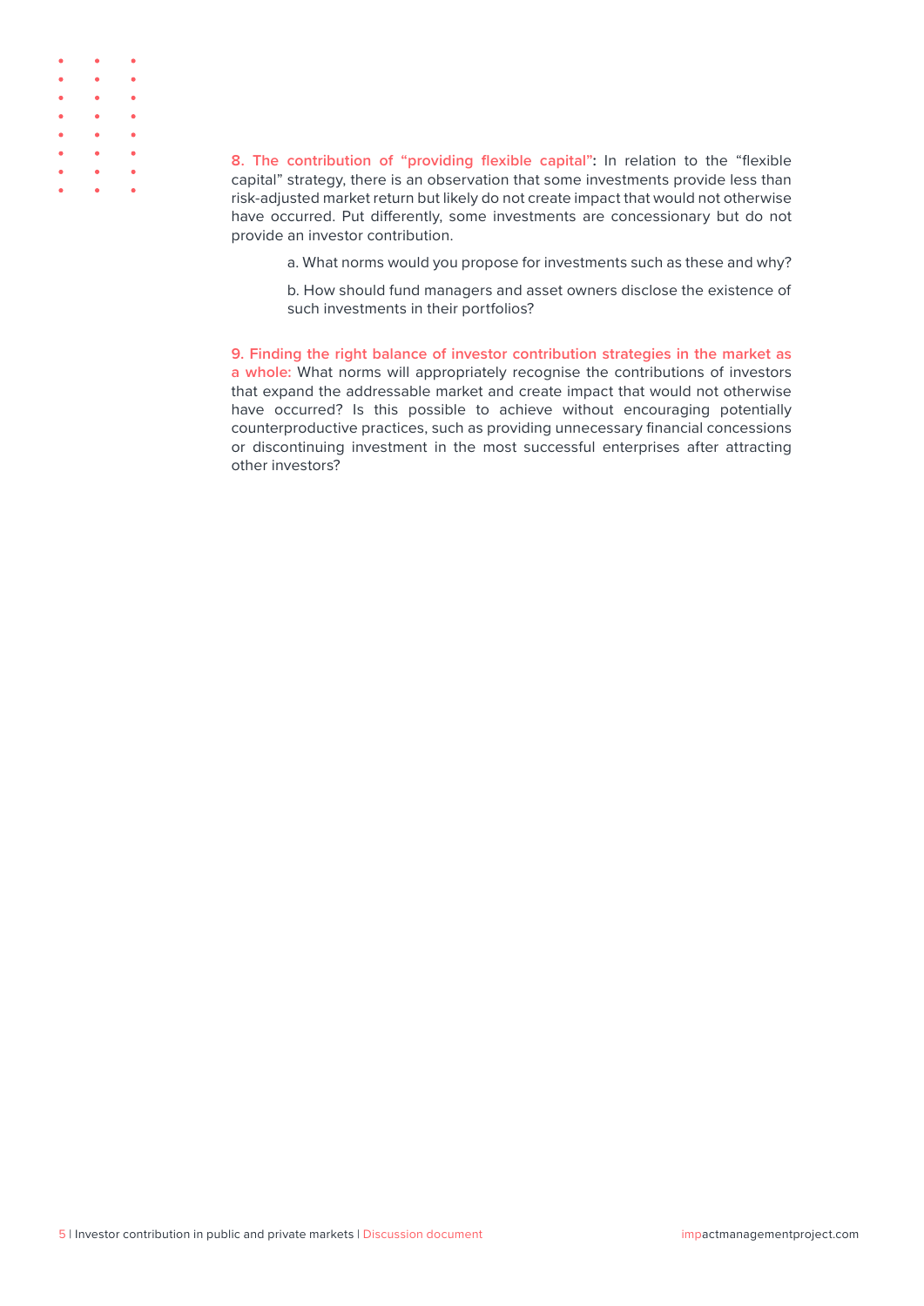**8. The contribution of "providing flexible capital":** In relation to the "flexible capital" strategy, there is an observation that some investments provide less than risk-adjusted market return but likely do not create impact that would not otherwise have occurred. Put differently, some investments are concessionary but do not provide an investor contribution.

a. What norms would you propose for investments such as these and why?

b. How should fund managers and asset owners disclose the existence of such investments in their portfolios?

**9. Finding the right balance of investor contribution strategies in the market as a whole:** What norms will appropriately recognise the contributions of investors that expand the addressable market and create impact that would not otherwise have occurred? Is this possible to achieve without encouraging potentially counterproductive practices, such as providing unnecessary financial concessions or discontinuing investment in the most successful enterprises after attracting other investors?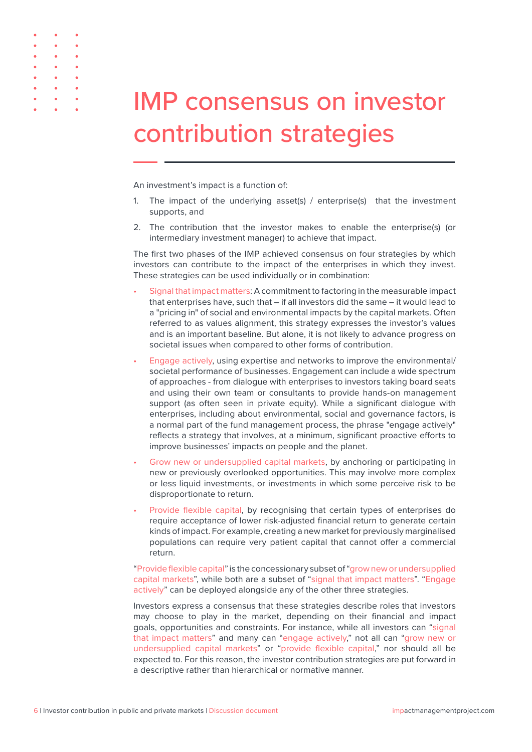# IMP consensus on investor contribution strategies

An investment's impact is a function of:

1. The impact of the underlying asset(s) / enterprise(s) that the investment supports, and
2. The contribution that the investor makes to enable the enterprise(s) (or intermediary investment manager) to achieve that impact.

The first two phases of the IMP achieved consensus on four strategies by which investors can contribute to the impact of the enterprises in which they invest. These strategies can be used individually or in combination:

- Signal that impact matters: A commitment to factoring in the measurable impact that enterprises have, such that – if all investors did the same – it would lead to a "pricing in" of social and environmental impacts by the capital markets. Often referred to as values alignment, this strategy expresses the investor's values and is an important baseline. But alone, it is not likely to advance progress on societal issues when compared to other forms of contribution.
- Engage actively, using expertise and networks to improve the environmental/ societal performance of businesses. Engagement can include a wide spectrum of approaches - from dialogue with enterprises to investors taking board seats and using their own team or consultants to provide hands-on management support (as often seen in private equity). While a significant dialogue with enterprises, including about environmental, social and governance factors, is a normal part of the fund management process, the phrase "engage actively" reflects a strategy that involves, at a minimum, significant proactive efforts to improve businesses' impacts on people and the planet.
- Grow new or undersupplied capital markets, by anchoring or participating in new or previously overlooked opportunities. This may involve more complex or less liquid investments, or investments in which some perceive risk to be disproportionate to return.
- Provide flexible capital, by recognising that certain types of enterprises do require acceptance of lower risk-adjusted financial return to generate certain kinds of impact. For example, creating a new market for previously marginalised populations can require very patient capital that cannot offer a commercial return.

"Provide flexible capital" is the concessionary subset of "grow new or undersupplied capital markets", while both are a subset of "signal that impact matters". "Engage actively" can be deployed alongside any of the other three strategies.

Investors express a consensus that these strategies describe roles that investors may choose to play in the market, depending on their financial and impact goals, opportunities and constraints. For instance, while all investors can "signal that impact matters" and many can "engage actively," not all can "grow new or undersupplied capital markets" or "provide flexible capital," nor should all be expected to. For this reason, the investor contribution strategies are put forward in a descriptive rather than hierarchical or normative manner.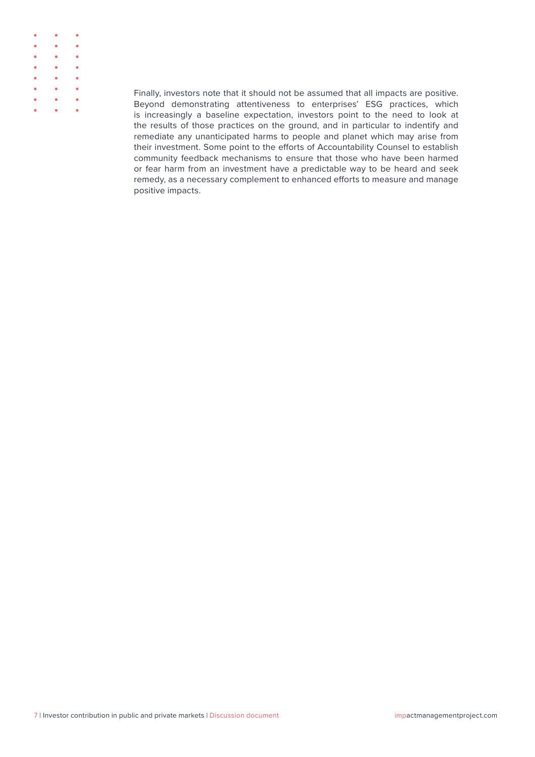Finally, investors note that it should not be assumed that all impacts are positive. Beyond demonstrating attentiveness to enterprises' ESG practices, which is increasingly a baseline expectation, investors point to the need to look at the results of those practices on the ground, and in particular to indentify and remediate any unanticipated harms to people and planet which may arise from their investment. Some point to the efforts of Accountability Counsel to establish community feedback mechanisms to ensure that those who have been harmed or fear harm from an investment have a predictable way to be heard and seek remedy, as a necessary complement to enhanced efforts to measure and manage positive impacts.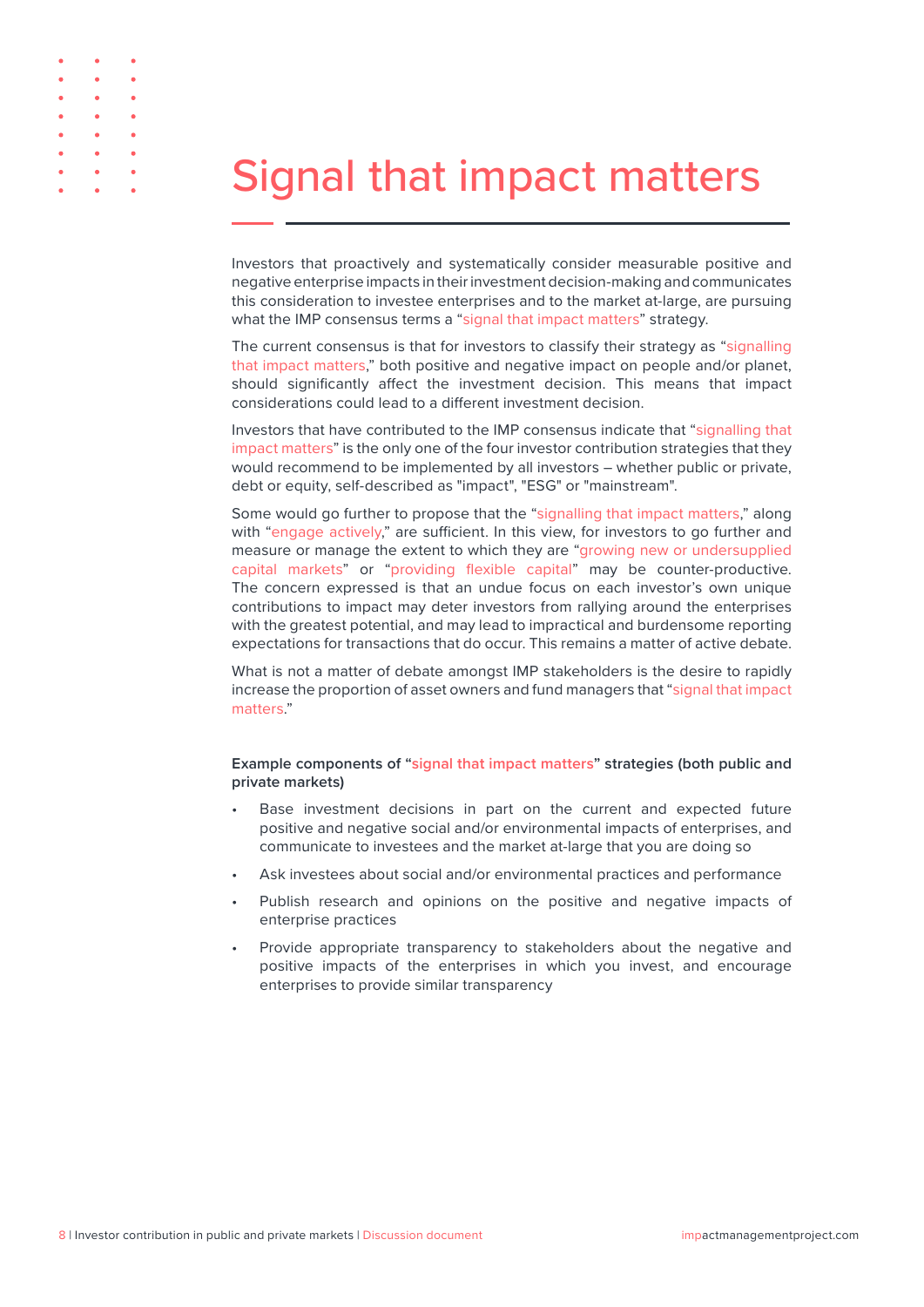# Signal that impact matters

Investors that proactively and systematically consider measurable positive and negative enterprise impacts in their investment decision-making and communicates this consideration to investee enterprises and to the market at-large, are pursuing what the IMP consensus terms a "signal that impact matters" strategy.

The current consensus is that for investors to classify their strategy as "signalling that impact matters," both positive and negative impact on people and/or planet, should significantly affect the investment decision. This means that impact considerations could lead to a different investment decision.

Investors that have contributed to the IMP consensus indicate that "signalling that impact matters" is the only one of the four investor contribution strategies that they would recommend to be implemented by all investors – whether public or private, debt or equity, self-described as "impact", "ESG" or "mainstream".

Some would go further to propose that the "signalling that impact matters," along with "engage actively," are sufficient. In this view, for investors to go further and measure or manage the extent to which they are "growing new or undersupplied capital markets" or "providing flexible capital" may be counter-productive. The concern expressed is that an undue focus on each investor's own unique contributions to impact may deter investors from rallying around the enterprises with the greatest potential, and may lead to impractical and burdensome reporting expectations for transactions that do occur. This remains a matter of active debate.

What is not a matter of debate amongst IMP stakeholders is the desire to rapidly increase the proportion of asset owners and fund managers that "signal that impact matters."

**Example components of "signal that impact matters" strategies (both public and private markets)**

- Base investment decisions in part on the current and expected future positive and negative social and/or environmental impacts of enterprises, and communicate to investees and the market at-large that you are doing so
- Ask investees about social and/or environmental practices and performance
- Publish research and opinions on the positive and negative impacts of enterprise practices
- Provide appropriate transparency to stakeholders about the negative and positive impacts of the enterprises in which you invest, and encourage enterprises to provide similar transparency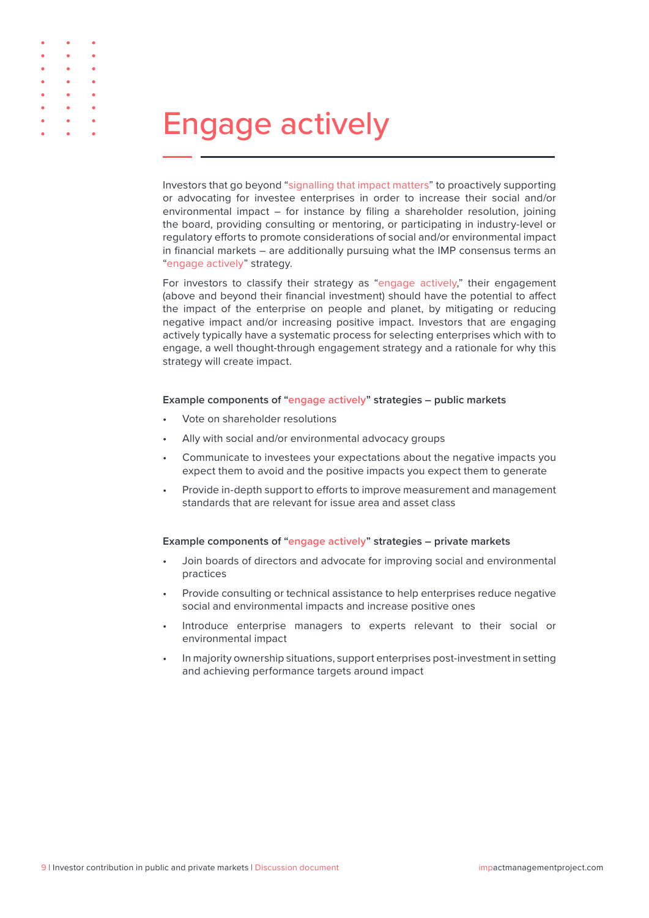# Engage actively

Investors that go beyond "signalling that impact matters" to proactively supporting or advocating for investee enterprises in order to increase their social and/or environmental impact – for instance by filing a shareholder resolution, joining the board, providing consulting or mentoring, or participating in industry-level or regulatory efforts to promote considerations of social and/or environmental impact in financial markets – are additionally pursuing what the IMP consensus terms an "engage actively" strategy.

For investors to classify their strategy as "engage actively," their engagement (above and beyond their financial investment) should have the potential to affect the impact of the enterprise on people and planet, by mitigating or reducing negative impact and/or increasing positive impact. Investors that are engaging actively typically have a systematic process for selecting enterprises which with to engage, a well thought-through engagement strategy and a rationale for why this strategy will create impact.

**Example components of "engage actively" strategies – public markets**

- Vote on shareholder resolutions
- Ally with social and/or environmental advocacy groups
- Communicate to investees your expectations about the negative impacts you expect them to avoid and the positive impacts you expect them to generate
- Provide in-depth support to efforts to improve measurement and management standards that are relevant for issue area and asset class

**Example components of "engage actively" strategies – private markets**

- Join boards of directors and advocate for improving social and environmental practices
- Provide consulting or technical assistance to help enterprises reduce negative social and environmental impacts and increase positive ones
- Introduce enterprise managers to experts relevant to their social or environmental impact
- In majority ownership situations, support enterprises post-investment in setting and achieving performance targets around impact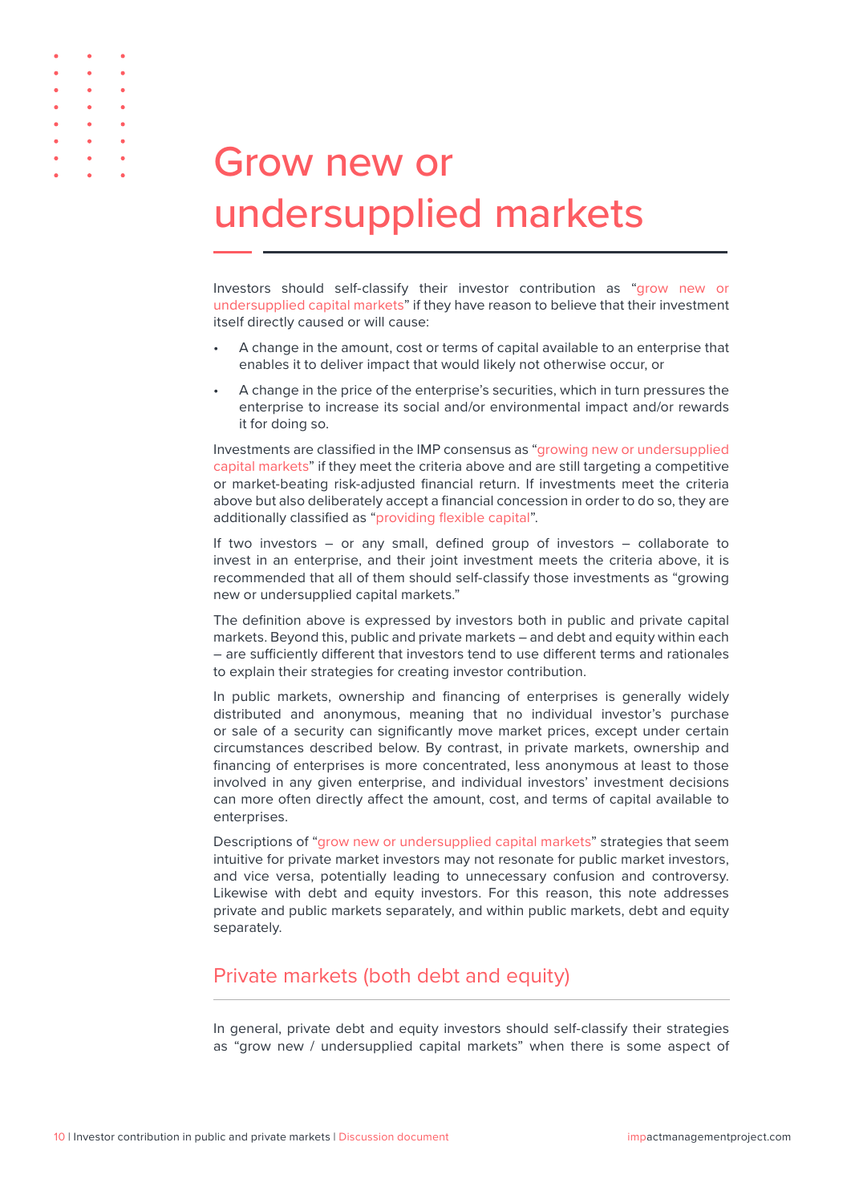# Grow new or undersupplied markets

Investors should self-classify their investor contribution as "grow new or undersupplied capital markets" if they have reason to believe that their investment itself directly caused or will cause:

- A change in the amount, cost or terms of capital available to an enterprise that enables it to deliver impact that would likely not otherwise occur, or
- A change in the price of the enterprise's securities, which in turn pressures the enterprise to increase its social and/or environmental impact and/or rewards it for doing so.

Investments are classified in the IMP consensus as "growing new or undersupplied capital markets" if they meet the criteria above and are still targeting a competitive or market-beating risk-adjusted financial return. If investments meet the criteria above but also deliberately accept a financial concession in order to do so, they are additionally classified as "providing flexible capital".

If two investors – or any small, defined group of investors – collaborate to invest in an enterprise, and their joint investment meets the criteria above, it is recommended that all of them should self-classify those investments as "growing new or undersupplied capital markets."

The definition above is expressed by investors both in public and private capital markets. Beyond this, public and private markets – and debt and equity within each – are sufficiently different that investors tend to use different terms and rationales to explain their strategies for creating investor contribution.

In public markets, ownership and financing of enterprises is generally widely distributed and anonymous, meaning that no individual investor's purchase or sale of a security can significantly move market prices, except under certain circumstances described below. By contrast, in private markets, ownership and financing of enterprises is more concentrated, less anonymous at least to those involved in any given enterprise, and individual investors' investment decisions can more often directly affect the amount, cost, and terms of capital available to enterprises.

Descriptions of "grow new or undersupplied capital markets" strategies that seem intuitive for private market investors may not resonate for public market investors, and vice versa, potentially leading to unnecessary confusion and controversy. Likewise with debt and equity investors. For this reason, this note addresses private and public markets separately, and within public markets, debt and equity separately.

## Private markets (both debt and equity)

In general, private debt and equity investors should self-classify their strategies as "grow new / undersupplied capital markets" when there is some aspect of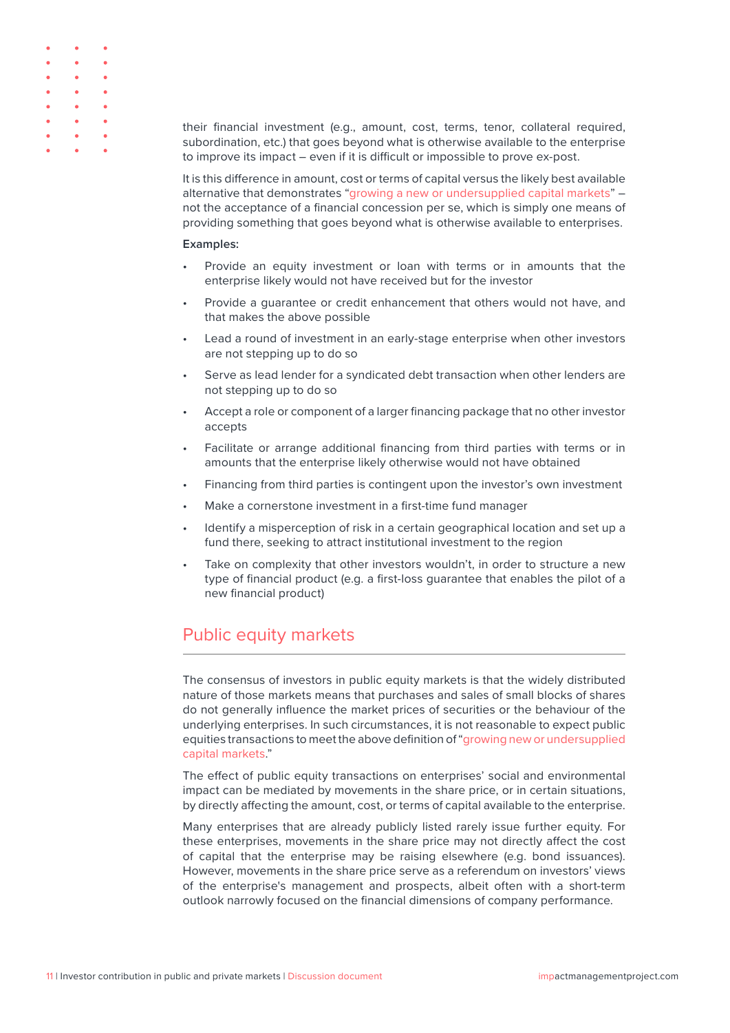their financial investment (e.g., amount, cost, terms, tenor, collateral required, subordination, etc.) that goes beyond what is otherwise available to the enterprise to improve its impact – even if it is difficult or impossible to prove ex-post.

It is this difference in amount, cost or terms of capital versus the likely best available alternative that demonstrates "growing a new or undersupplied capital markets" – not the acceptance of a financial concession per se, which is simply one means of providing something that goes beyond what is otherwise available to enterprises.

**Examples:**

- Provide an equity investment or loan with terms or in amounts that the enterprise likely would not have received but for the investor
- Provide a guarantee or credit enhancement that others would not have, and that makes the above possible
- Lead a round of investment in an early-stage enterprise when other investors are not stepping up to do so
- Serve as lead lender for a syndicated debt transaction when other lenders are not stepping up to do so
- Accept a role or component of a larger financing package that no other investor accepts
- Facilitate or arrange additional financing from third parties with terms or in amounts that the enterprise likely otherwise would not have obtained
- Financing from third parties is contingent upon the investor's own investment
- Make a cornerstone investment in a first-time fund manager
- Identify a misperception of risk in a certain geographical location and set up a fund there, seeking to attract institutional investment to the region
- Take on complexity that other investors wouldn't, in order to structure a new type of financial product (e.g. a first-loss guarantee that enables the pilot of a new financial product)

## Public equity markets

The consensus of investors in public equity markets is that the widely distributed nature of those markets means that purchases and sales of small blocks of shares do not generally influence the market prices of securities or the behaviour of the underlying enterprises. In such circumstances, it is not reasonable to expect public equities transactions to meet the above definition of "growing new or undersupplied capital markets."

The effect of public equity transactions on enterprises' social and environmental impact can be mediated by movements in the share price, or in certain situations, by directly affecting the amount, cost, or terms of capital available to the enterprise.

Many enterprises that are already publicly listed rarely issue further equity. For these enterprises, movements in the share price may not directly affect the cost of capital that the enterprise may be raising elsewhere (e.g. bond issuances). However, movements in the share price serve as a referendum on investors' views of the enterprise's management and prospects, albeit often with a short-term outlook narrowly focused on the financial dimensions of company performance.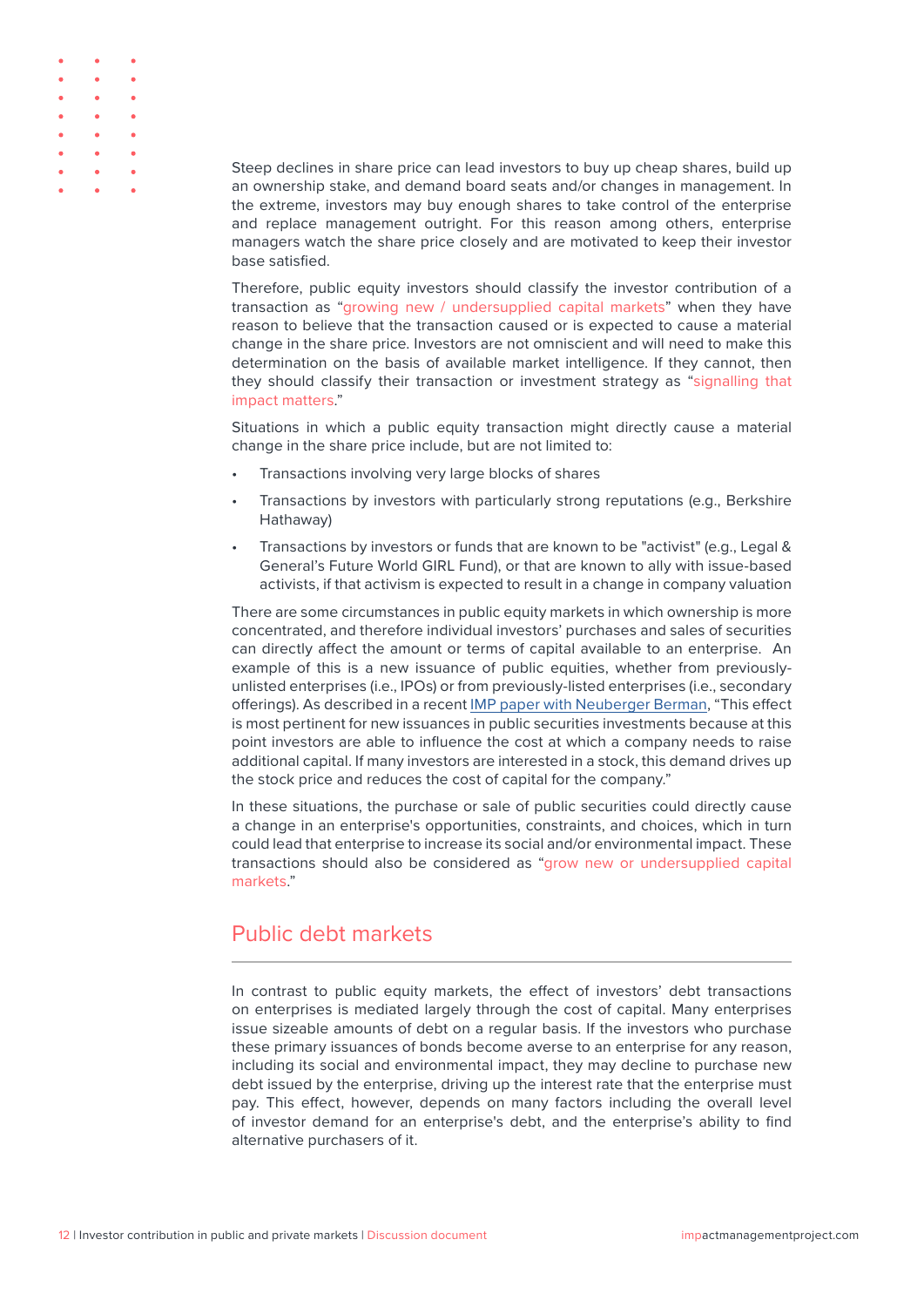Steep declines in share price can lead investors to buy up cheap shares, build up an ownership stake, and demand board seats and/or changes in management. In the extreme, investors may buy enough shares to take control of the enterprise and replace management outright. For this reason among others, enterprise managers watch the share price closely and are motivated to keep their investor base satisfied.

Therefore, public equity investors should classify the investor contribution of a transaction as "growing new / undersupplied capital markets" when they have reason to believe that the transaction caused or is expected to cause a material change in the share price. Investors are not omniscient and will need to make this determination on the basis of available market intelligence. If they cannot, then they should classify their transaction or investment strategy as "signalling that impact matters."

Situations in which a public equity transaction might directly cause a material change in the share price include, but are not limited to:

- Transactions involving very large blocks of shares
- Transactions by investors with particularly strong reputations (e.g., Berkshire Hathaway)
- Transactions by investors or funds that are known to be "activist" (e.g., Legal & General's Future World GIRL Fund), or that are known to ally with issue-based activists, if that activism is expected to result in a change in company valuation

There are some circumstances in public equity markets in which ownership is more concentrated, and therefore individual investors' purchases and sales of securities can directly affect the amount or terms of capital available to an enterprise. An example of this is a new issuance of public equities, whether from previously-unlisted enterprises (i.e., IPOs) or from previously-listed enterprises (i.e., secondary offerings). As described in a recent [IMP paper with Neuberger Berman](), "This effect is most pertinent for new issuances in public securities investments because at this point investors are able to influence the cost at which a company needs to raise additional capital. If many investors are interested in a stock, this demand drives up the stock price and reduces the cost of capital for the company."

In these situations, the purchase or sale of public securities could directly cause a change in an enterprise's opportunities, constraints, and choices, which in turn could lead that enterprise to increase its social and/or environmental impact. These transactions should also be considered as "grow new or undersupplied capital markets."

## Public debt markets

In contrast to public equity markets, the effect of investors' debt transactions on enterprises is mediated largely through the cost of capital. Many enterprises issue sizeable amounts of debt on a regular basis. If the investors who purchase these primary issuances of bonds become averse to an enterprise for any reason, including its social and environmental impact, they may decline to purchase new debt issued by the enterprise, driving up the interest rate that the enterprise must pay. This effect, however, depends on many factors including the overall level of investor demand for an enterprise's debt, and the enterprise's ability to find alternative purchasers of it.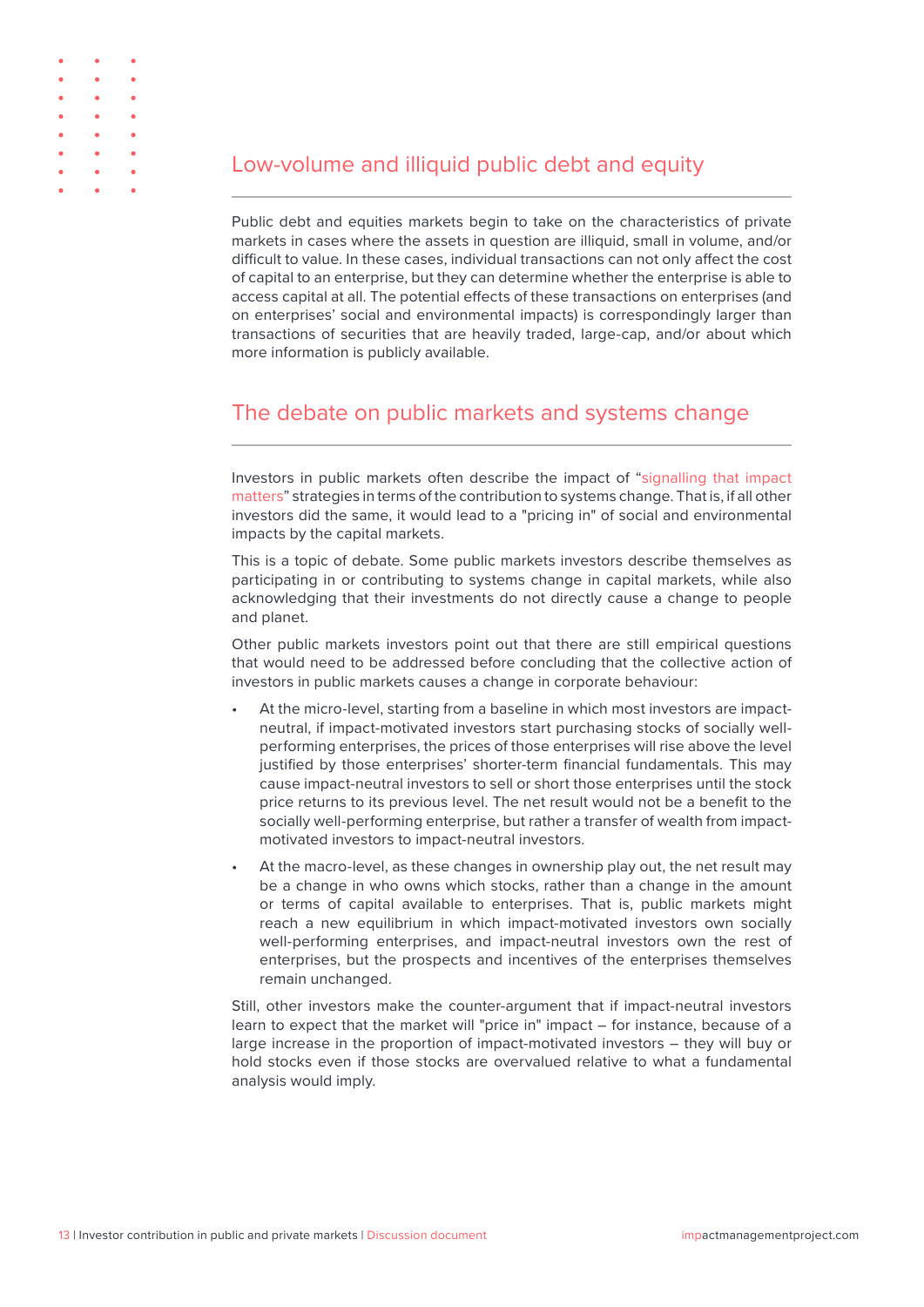## Low-volume and illiquid public debt and equity

Public debt and equities markets begin to take on the characteristics of private markets in cases where the assets in question are illiquid, small in volume, and/or difficult to value. In these cases, individual transactions can not only affect the cost of capital to an enterprise, but they can determine whether the enterprise is able to access capital at all. The potential effects of these transactions on enterprises (and on enterprises' social and environmental impacts) is correspondingly larger than transactions of securities that are heavily traded, large-cap, and/or about which more information is publicly available.

## The debate on public markets and systems change

Investors in public markets often describe the impact of "signalling that impact matters" strategies in terms of the contribution to systems change. That is, if all other investors did the same, it would lead to a "pricing in" of social and environmental impacts by the capital markets.

This is a topic of debate. Some public markets investors describe themselves as participating in or contributing to systems change in capital markets, while also acknowledging that their investments do not directly cause a change to people and planet.

Other public markets investors point out that there are still empirical questions that would need to be addressed before concluding that the collective action of investors in public markets causes a change in corporate behaviour:

- At the micro-level, starting from a baseline in which most investors are impact-neutral, if impact-motivated investors start purchasing stocks of socially well-performing enterprises, the prices of those enterprises will rise above the level justified by those enterprises' shorter-term financial fundamentals. This may cause impact-neutral investors to sell or short those enterprises until the stock price returns to its previous level. The net result would not be a benefit to the socially well-performing enterprise, but rather a transfer of wealth from impact-motivated investors to impact-neutral investors.
- At the macro-level, as these changes in ownership play out, the net result may be a change in who owns which stocks, rather than a change in the amount or terms of capital available to enterprises. That is, public markets might reach a new equilibrium in which impact-motivated investors own socially well-performing enterprises, and impact-neutral investors own the rest of enterprises, but the prospects and incentives of the enterprises themselves remain unchanged.

Still, other investors make the counter-argument that if impact-neutral investors learn to expect that the market will "price in" impact – for instance, because of a large increase in the proportion of impact-motivated investors – they will buy or hold stocks even if those stocks are overvalued relative to what a fundamental analysis would imply.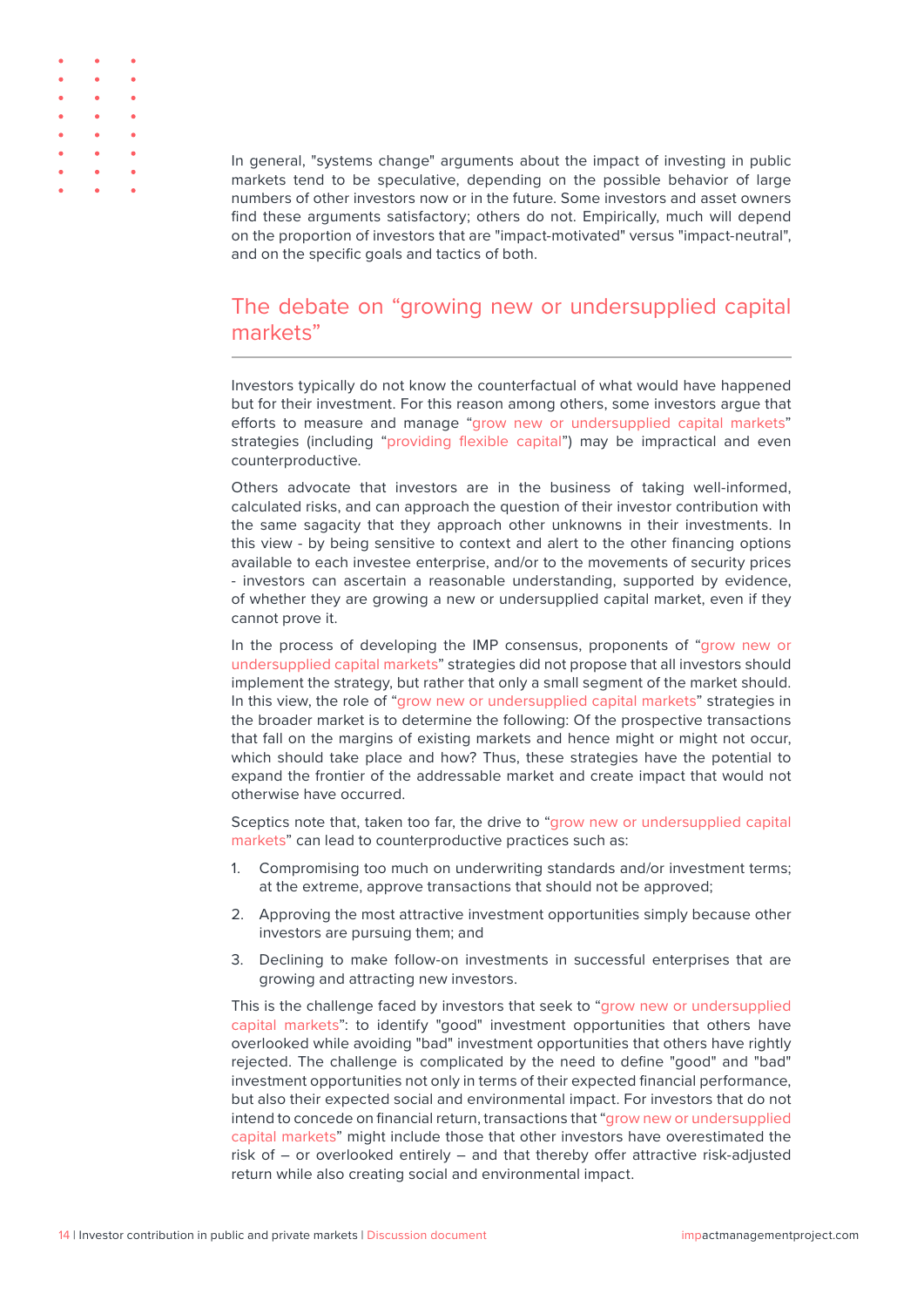In general, "systems change" arguments about the impact of investing in public markets tend to be speculative, depending on the possible behavior of large numbers of other investors now or in the future. Some investors and asset owners find these arguments satisfactory; others do not. Empirically, much will depend on the proportion of investors that are "impact-motivated" versus "impact-neutral", and on the specific goals and tactics of both.

## The debate on "growing new or undersupplied capital markets"

Investors typically do not know the counterfactual of what would have happened but for their investment. For this reason among others, some investors argue that efforts to measure and manage "grow new or undersupplied capital markets" strategies (including "providing flexible capital") may be impractical and even counterproductive.

Others advocate that investors are in the business of taking well-informed, calculated risks, and can approach the question of their investor contribution with the same sagacity that they approach other unknowns in their investments. In this view - by being sensitive to context and alert to the other financing options available to each investee enterprise, and/or to the movements of security prices - investors can ascertain a reasonable understanding, supported by evidence, of whether they are growing a new or undersupplied capital market, even if they cannot prove it.

In the process of developing the IMP consensus, proponents of "grow new or undersupplied capital markets" strategies did not propose that all investors should implement the strategy, but rather that only a small segment of the market should. In this view, the role of "grow new or undersupplied capital markets" strategies in the broader market is to determine the following: Of the prospective transactions that fall on the margins of existing markets and hence might or might not occur, which should take place and how? Thus, these strategies have the potential to expand the frontier of the addressable market and create impact that would not otherwise have occurred.

Sceptics note that, taken too far, the drive to "grow new or undersupplied capital markets" can lead to counterproductive practices such as:

1. Compromising too much on underwriting standards and/or investment terms; at the extreme, approve transactions that should not be approved;
2. Approving the most attractive investment opportunities simply because other investors are pursuing them; and
3. Declining to make follow-on investments in successful enterprises that are growing and attracting new investors.

This is the challenge faced by investors that seek to "grow new or undersupplied capital markets": to identify "good" investment opportunities that others have overlooked while avoiding "bad" investment opportunities that others have rightly rejected. The challenge is complicated by the need to define "good" and "bad" investment opportunities not only in terms of their expected financial performance, but also their expected social and environmental impact. For investors that do not intend to concede on financial return, transactions that "grow new or undersupplied capital markets" might include those that other investors have overestimated the risk of – or overlooked entirely – and that thereby offer attractive risk-adjusted return while also creating social and environmental impact.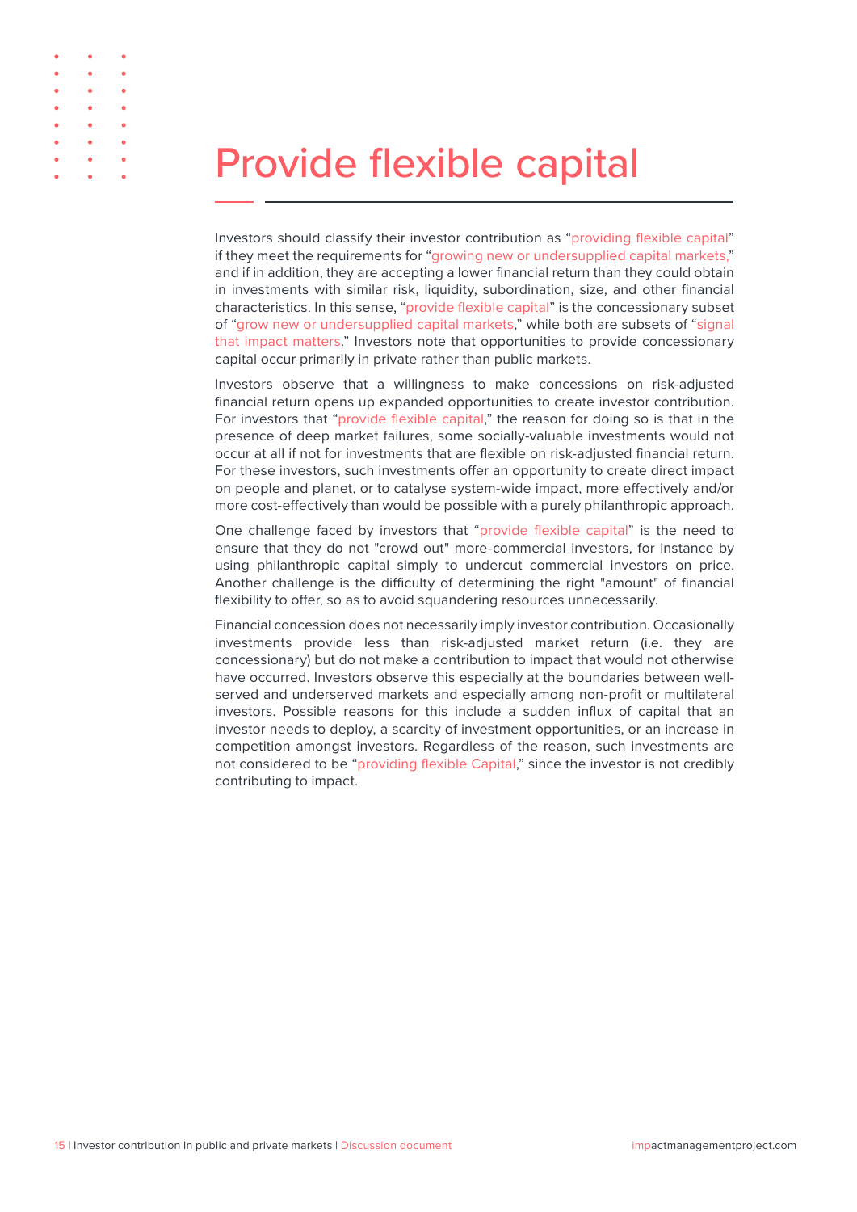# Provide flexible capital

Investors should classify their investor contribution as "providing flexible capital" if they meet the requirements for "growing new or undersupplied capital markets," and if in addition, they are accepting a lower financial return than they could obtain in investments with similar risk, liquidity, subordination, size, and other financial characteristics. In this sense, "provide flexible capital" is the concessionary subset of "grow new or undersupplied capital markets," while both are subsets of "signal that impact matters." Investors note that opportunities to provide concessionary capital occur primarily in private rather than public markets.

Investors observe that a willingness to make concessions on risk-adjusted financial return opens up expanded opportunities to create investor contribution. For investors that "provide flexible capital," the reason for doing so is that in the presence of deep market failures, some socially-valuable investments would not occur at all if not for investments that are flexible on risk-adjusted financial return. For these investors, such investments offer an opportunity to create direct impact on people and planet, or to catalyse system-wide impact, more effectively and/or more cost-effectively than would be possible with a purely philanthropic approach.

One challenge faced by investors that "provide flexible capital" is the need to ensure that they do not "crowd out" more-commercial investors, for instance by using philanthropic capital simply to undercut commercial investors on price. Another challenge is the difficulty of determining the right "amount" of financial flexibility to offer, so as to avoid squandering resources unnecessarily.

Financial concession does not necessarily imply investor contribution. Occasionally investments provide less than risk-adjusted market return (i.e. they are concessionary) but do not make a contribution to impact that would not otherwise have occurred. Investors observe this especially at the boundaries between well-served and underserved markets and especially among non-profit or multilateral investors. Possible reasons for this include a sudden influx of capital that an investor needs to deploy, a scarcity of investment opportunities, or an increase in competition amongst investors. Regardless of the reason, such investments are not considered to be "providing flexible Capital," since the investor is not credibly contributing to impact.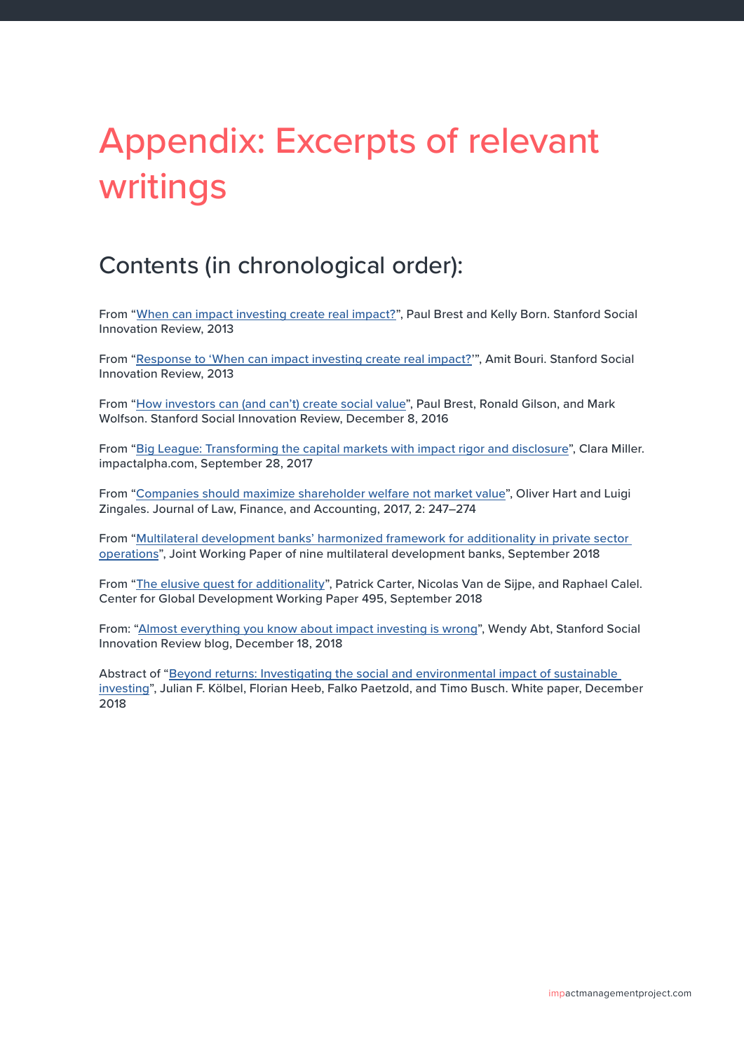# Appendix: Excerpts of relevant writings

## Contents (in chronological order):

From "When can impact investing create real impact?", Paul Brest and Kelly Born. Stanford Social Innovation Review, 2013

From "Response to 'When can impact investing create real impact?'", Amit Bouri. Stanford Social Innovation Review, 2013

From "How investors can (and can't) create social value", Paul Brest, Ronald Gilson, and Mark Wolfson. Stanford Social Innovation Review, December 8, 2016

From "Big League: Transforming the capital markets with impact rigor and disclosure", Clara Miller. impactalpha.com, September 28, 2017

From "Companies should maximize shareholder welfare not market value", Oliver Hart and Luigi Zingales. Journal of Law, Finance, and Accounting, 2017, 2: 247–274

From "Multilateral development banks' harmonized framework for additionality in private sector operations", Joint Working Paper of nine multilateral development banks, September 2018

From "The elusive quest for additionality", Patrick Carter, Nicolas Van de Sijpe, and Raphael Calel. Center for Global Development Working Paper 495, September 2018

From: "Almost everything you know about impact investing is wrong", Wendy Abt, Stanford Social Innovation Review blog, December 18, 2018

Abstract of "Beyond returns: Investigating the social and environmental impact of sustainable investing", Julian F. Kölbel, Florian Heeb, Falko Paetzold, and Timo Busch. White paper, December 2018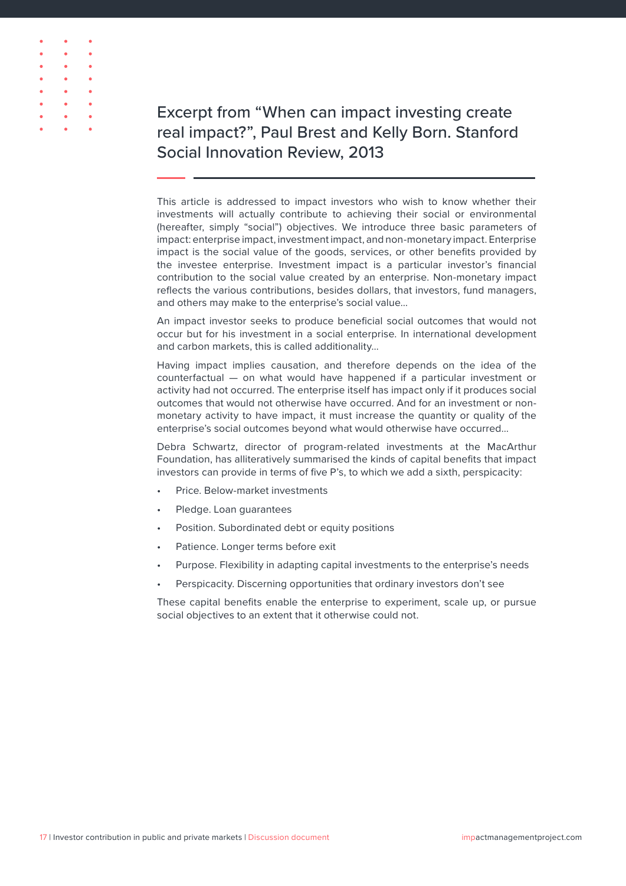# Excerpt from "When can impact investing create real impact?", Paul Brest and Kelly Born. Stanford Social Innovation Review, 2013

This article is addressed to impact investors who wish to know whether their investments will actually contribute to achieving their social or environmental (hereafter, simply "social") objectives. We introduce three basic parameters of impact: enterprise impact, investment impact, and non-monetary impact. Enterprise impact is the social value of the goods, services, or other benefits provided by the investee enterprise. Investment impact is a particular investor's financial contribution to the social value created by an enterprise. Non-monetary impact reflects the various contributions, besides dollars, that investors, fund managers, and others may make to the enterprise's social value...

An impact investor seeks to produce beneficial social outcomes that would not occur but for his investment in a social enterprise. In international development and carbon markets, this is called additionality...

Having impact implies causation, and therefore depends on the idea of the counterfactual — on what would have happened if a particular investment or activity had not occurred. The enterprise itself has impact only if it produces social outcomes that would not otherwise have occurred. And for an investment or non-monetary activity to have impact, it must increase the quantity or quality of the enterprise's social outcomes beyond what would otherwise have occurred...

Debra Schwartz, director of program-related investments at the MacArthur Foundation, has alliteratively summarised the kinds of capital benefits that impact investors can provide in terms of five P's, to which we add a sixth, perspicacity:

- Price. Below-market investments
- Pledge. Loan guarantees
- Position. Subordinated debt or equity positions
- Patience. Longer terms before exit
- Purpose. Flexibility in adapting capital investments to the enterprise's needs
- Perspicacity. Discerning opportunities that ordinary investors don't see

These capital benefits enable the enterprise to experiment, scale up, or pursue social objectives to an extent that it otherwise could not.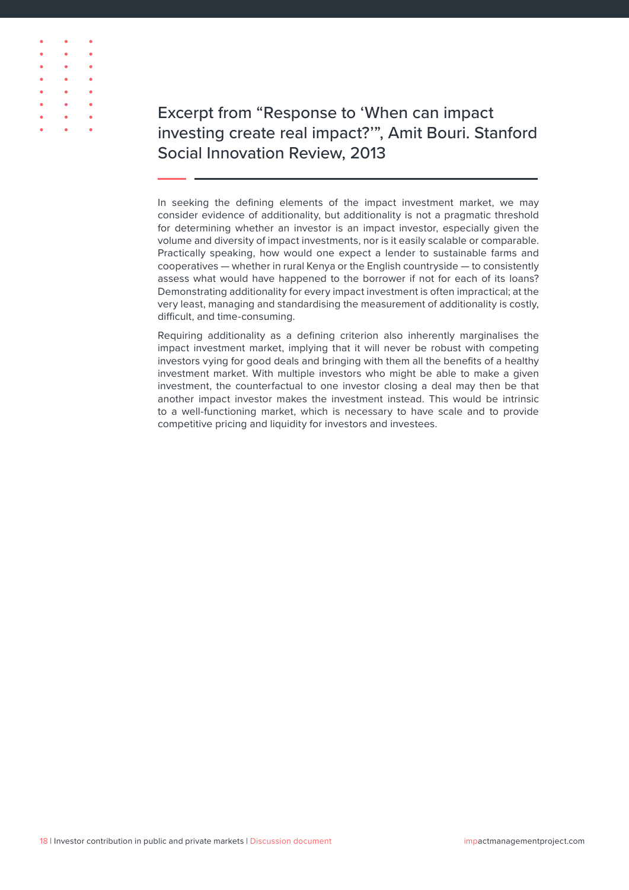## Excerpt from “Response to ‘When can impact investing create real impact?’”, Amit Bouri. Stanford Social Innovation Review, 2013

In seeking the defining elements of the impact investment market, we may consider evidence of additionality, but additionality is not a pragmatic threshold for determining whether an investor is an impact investor, especially given the volume and diversity of impact investments, nor is it easily scalable or comparable. Practically speaking, how would one expect a lender to sustainable farms and cooperatives — whether in rural Kenya or the English countryside — to consistently assess what would have happened to the borrower if not for each of its loans? Demonstrating additionality for every impact investment is often impractical; at the very least, managing and standardising the measurement of additionality is costly, difficult, and time-consuming.

Requiring additionality as a defining criterion also inherently marginalises the impact investment market, implying that it will never be robust with competing investors vying for good deals and bringing with them all the benefits of a healthy investment market. With multiple investors who might be able to make a given investment, the counterfactual to one investor closing a deal may then be that another impact investor makes the investment instead. This would be intrinsic to a well-functioning market, which is necessary to have scale and to provide competitive pricing and liquidity for investors and investees.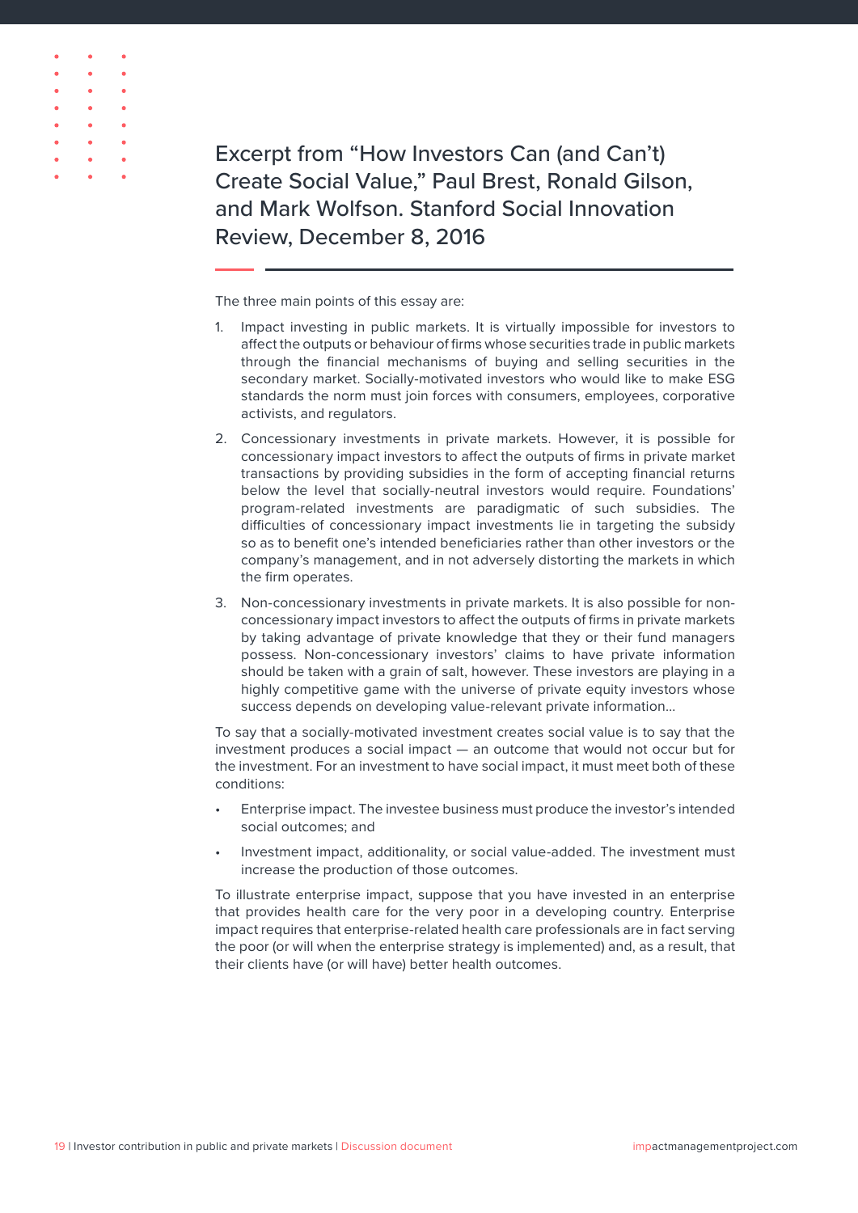# Excerpt from "How Investors Can (and Can't) Create Social Value," Paul Brest, Ronald Gilson, and Mark Wolfson. Stanford Social Innovation Review, December 8, 2016

The three main points of this essay are:

1. Impact investing in public markets. It is virtually impossible for investors to affect the outputs or behaviour of firms whose securities trade in public markets through the financial mechanisms of buying and selling securities in the secondary market. Socially-motivated investors who would like to make ESG standards the norm must join forces with consumers, employees, corporative activists, and regulators.
2. Concessionary investments in private markets. However, it is possible for concessionary impact investors to affect the outputs of firms in private market transactions by providing subsidies in the form of accepting financial returns below the level that socially-neutral investors would require. Foundations' program-related investments are paradigmatic of such subsidies. The difficulties of concessionary impact investments lie in targeting the subsidy so as to benefit one's intended beneficiaries rather than other investors or the company's management, and in not adversely distorting the markets in which the firm operates.
3. Non-concessionary investments in private markets. It is also possible for non-concessionary impact investors to affect the outputs of firms in private markets by taking advantage of private knowledge that they or their fund managers possess. Non-concessionary investors' claims to have private information should be taken with a grain of salt, however. These investors are playing in a highly competitive game with the universe of private equity investors whose success depends on developing value-relevant private information…

To say that a socially-motivated investment creates social value is to say that the investment produces a social impact — an outcome that would not occur but for the investment. For an investment to have social impact, it must meet both of these conditions:

- Enterprise impact. The investee business must produce the investor's intended social outcomes; and
- Investment impact, additionality, or social value-added. The investment must increase the production of those outcomes.

To illustrate enterprise impact, suppose that you have invested in an enterprise that provides health care for the very poor in a developing country. Enterprise impact requires that enterprise-related health care professionals are in fact serving the poor (or will when the enterprise strategy is implemented) and, as a result, that their clients have (or will have) better health outcomes.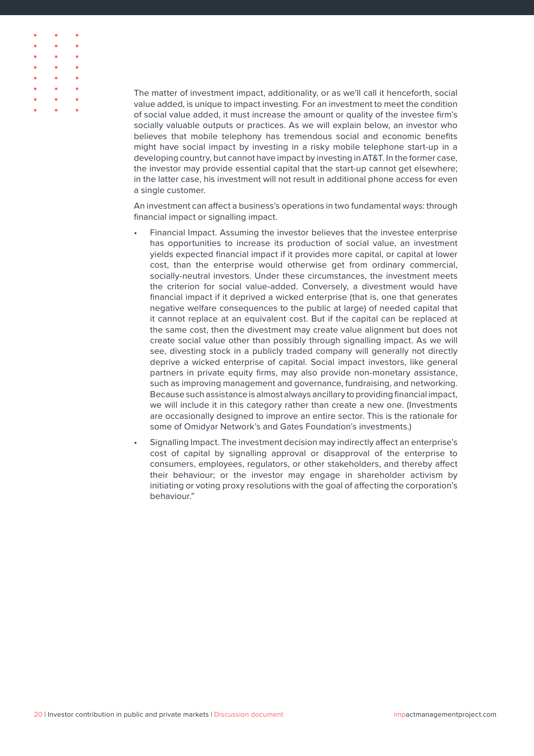The matter of investment impact, additionality, or as we'll call it henceforth, social value added, is unique to impact investing. For an investment to meet the condition of social value added, it must increase the amount or quality of the investee firm's socially valuable outputs or practices. As we will explain below, an investor who believes that mobile telephony has tremendous social and economic benefits might have social impact by investing in a risky mobile telephone start-up in a developing country, but cannot have impact by investing in AT&T. In the former case, the investor may provide essential capital that the start-up cannot get elsewhere; in the latter case, his investment will not result in additional phone access for even a single customer.

An investment can affect a business's operations in two fundamental ways: through financial impact or signalling impact.

- Financial Impact. Assuming the investor believes that the investee enterprise has opportunities to increase its production of social value, an investment yields expected financial impact if it provides more capital, or capital at lower cost, than the enterprise would otherwise get from ordinary commercial, socially-neutral investors. Under these circumstances, the investment meets the criterion for social value-added. Conversely, a divestment would have financial impact if it deprived a wicked enterprise (that is, one that generates negative welfare consequences to the public at large) of needed capital that it cannot replace at an equivalent cost. But if the capital can be replaced at the same cost, then the divestment may create value alignment but does not create social value other than possibly through signalling impact. As we will see, divesting stock in a publicly traded company will generally not directly deprive a wicked enterprise of capital. Social impact investors, like general partners in private equity firms, may also provide non-monetary assistance, such as improving management and governance, fundraising, and networking. Because such assistance is almost always ancillary to providing financial impact, we will include it in this category rather than create a new one. (Investments are occasionally designed to improve an entire sector. This is the rationale for some of Omidyar Network's and Gates Foundation's investments.)
- Signalling Impact. The investment decision may indirectly affect an enterprise's cost of capital by signalling approval or disapproval of the enterprise to consumers, employees, regulators, or other stakeholders, and thereby affect their behaviour; or the investor may engage in shareholder activism by initiating or voting proxy resolutions with the goal of affecting the corporation's behaviour."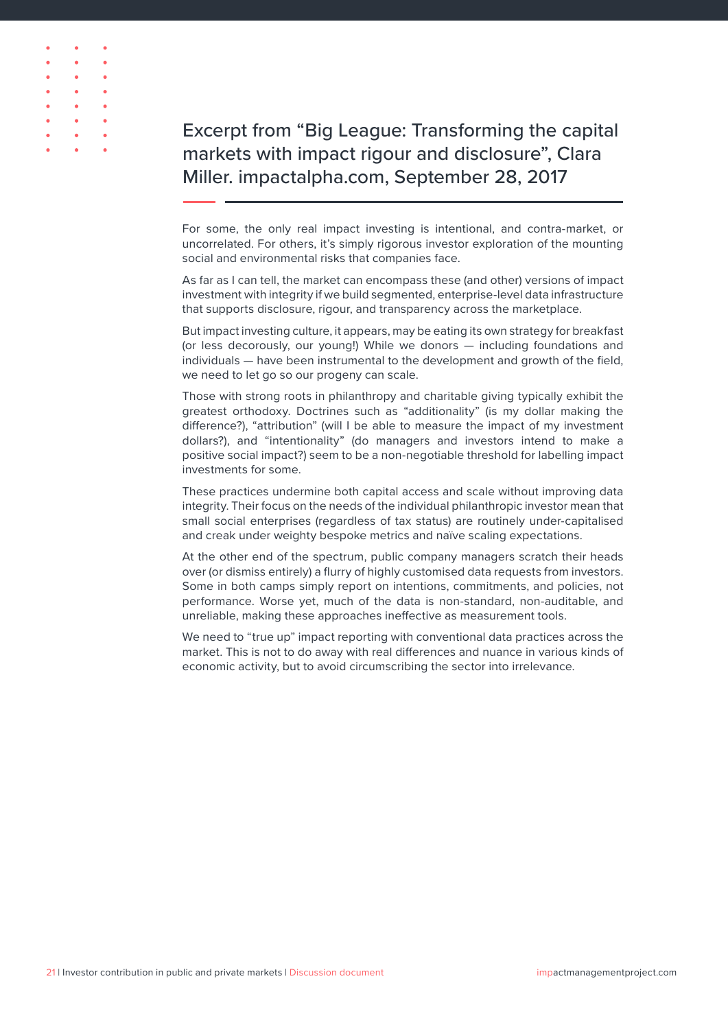## Excerpt from "Big League: Transforming the capital markets with impact rigour and disclosure", Clara Miller. impactalpha.com, September 28, 2017

For some, the only real impact investing is intentional, and contra-market, or uncorrelated. For others, it's simply rigorous investor exploration of the mounting social and environmental risks that companies face.

As far as I can tell, the market can encompass these (and other) versions of impact investment with integrity if we build segmented, enterprise-level data infrastructure that supports disclosure, rigour, and transparency across the marketplace.

But impact investing culture, it appears, may be eating its own strategy for breakfast (or less decorously, our young!) While we donors — including foundations and individuals — have been instrumental to the development and growth of the field, we need to let go so our progeny can scale.

Those with strong roots in philanthropy and charitable giving typically exhibit the greatest orthodoxy. Doctrines such as "additionality" (is my dollar making the difference?), "attribution" (will I be able to measure the impact of my investment dollars?), and "intentionality" (do managers and investors intend to make a positive social impact?) seem to be a non-negotiable threshold for labelling impact investments for some.

These practices undermine both capital access and scale without improving data integrity. Their focus on the needs of the individual philanthropic investor mean that small social enterprises (regardless of tax status) are routinely under-capitalised and creak under weighty bespoke metrics and naïve scaling expectations.

At the other end of the spectrum, public company managers scratch their heads over (or dismiss entirely) a flurry of highly customised data requests from investors. Some in both camps simply report on intentions, commitments, and policies, not performance. Worse yet, much of the data is non-standard, non-auditable, and unreliable, making these approaches ineffective as measurement tools.

We need to "true up" impact reporting with conventional data practices across the market. This is not to do away with real differences and nuance in various kinds of economic activity, but to avoid circumscribing the sector into irrelevance.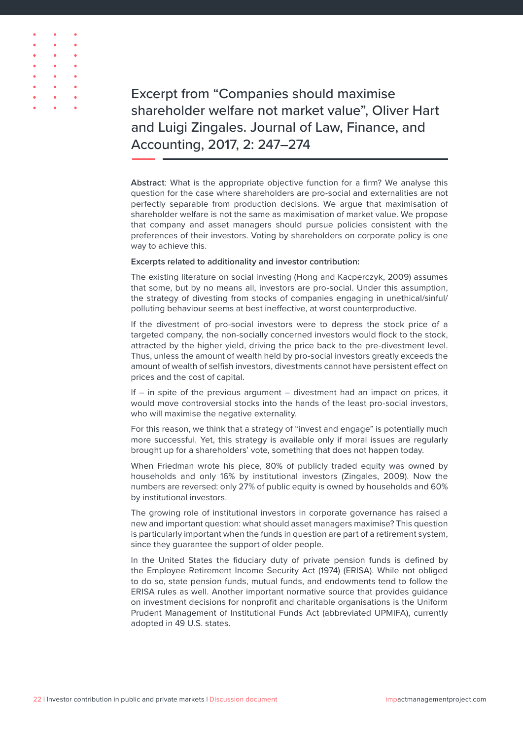# Excerpt from "Companies should maximise shareholder welfare not market value", Oliver Hart and Luigi Zingales. Journal of Law, Finance, and Accounting, 2017, 2: 247–274

**Abstract**: What is the appropriate objective function for a firm? We analyse this question for the case where shareholders are pro-social and externalities are not perfectly separable from production decisions. We argue that maximisation of shareholder welfare is not the same as maximisation of market value. We propose that company and asset managers should pursue policies consistent with the preferences of their investors. Voting by shareholders on corporate policy is one way to achieve this.

**Excerpts related to additionality and investor contribution:**

The existing literature on social investing (Hong and Kacperczyk, 2009) assumes that some, but by no means all, investors are pro-social. Under this assumption, the strategy of divesting from stocks of companies engaging in unethical/sinful/polluting behaviour seems at best ineffective, at worst counterproductive.

If the divestment of pro-social investors were to depress the stock price of a targeted company, the non-socially concerned investors would flock to the stock, attracted by the higher yield, driving the price back to the pre-divestment level. Thus, unless the amount of wealth held by pro-social investors greatly exceeds the amount of wealth of selfish investors, divestments cannot have persistent effect on prices and the cost of capital.

If – in spite of the previous argument – divestment had an impact on prices, it would move controversial stocks into the hands of the least pro-social investors, who will maximise the negative externality.

For this reason, we think that a strategy of "invest and engage" is potentially much more successful. Yet, this strategy is available only if moral issues are regularly brought up for a shareholders' vote, something that does not happen today.

When Friedman wrote his piece, 80% of publicly traded equity was owned by households and only 16% by institutional investors (Zingales, 2009). Now the numbers are reversed: only 27% of public equity is owned by households and 60% by institutional investors.

The growing role of institutional investors in corporate governance has raised a new and important question: what should asset managers maximise? This question is particularly important when the funds in question are part of a retirement system, since they guarantee the support of older people.

In the United States the fiduciary duty of private pension funds is defined by the Employee Retirement Income Security Act (1974) (ERISA). While not obliged to do so, state pension funds, mutual funds, and endowments tend to follow the ERISA rules as well. Another important normative source that provides guidance on investment decisions for nonprofit and charitable organisations is the Uniform Prudent Management of Institutional Funds Act (abbreviated UPMIFA), currently adopted in 49 U.S. states.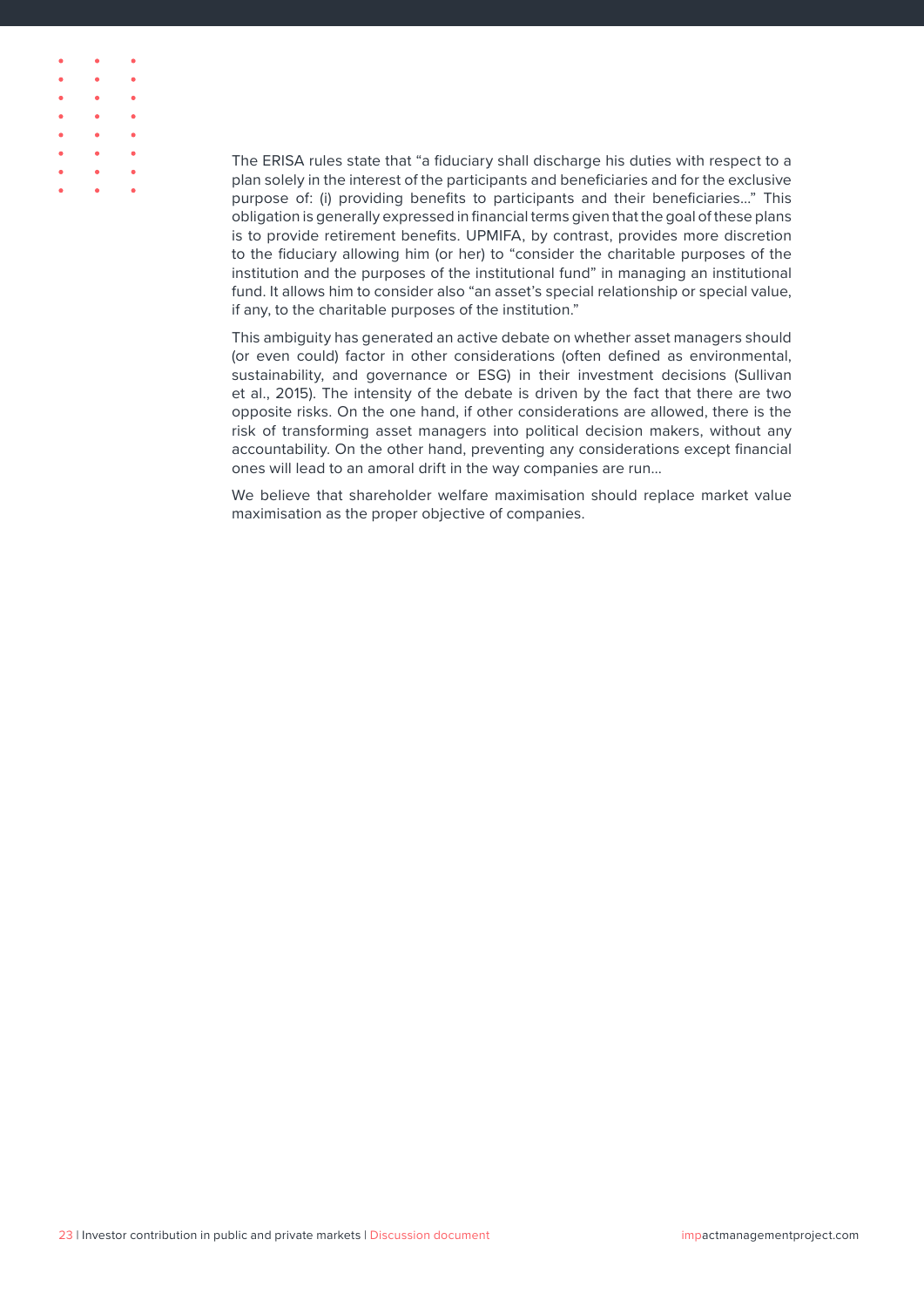The ERISA rules state that "a fiduciary shall discharge his duties with respect to a plan solely in the interest of the participants and beneficiaries and for the exclusive purpose of: (i) providing benefits to participants and their beneficiaries…" This obligation is generally expressed in financial terms given that the goal of these plans is to provide retirement benefits. UPMIFA, by contrast, provides more discretion to the fiduciary allowing him (or her) to "consider the charitable purposes of the institution and the purposes of the institutional fund" in managing an institutional fund. It allows him to consider also "an asset's special relationship or special value, if any, to the charitable purposes of the institution."

This ambiguity has generated an active debate on whether asset managers should (or even could) factor in other considerations (often defined as environmental, sustainability, and governance or ESG) in their investment decisions (Sullivan et al., 2015). The intensity of the debate is driven by the fact that there are two opposite risks. On the one hand, if other considerations are allowed, there is the risk of transforming asset managers into political decision makers, without any accountability. On the other hand, preventing any considerations except financial ones will lead to an amoral drift in the way companies are run…

We believe that shareholder welfare maximisation should replace market value maximisation as the proper objective of companies.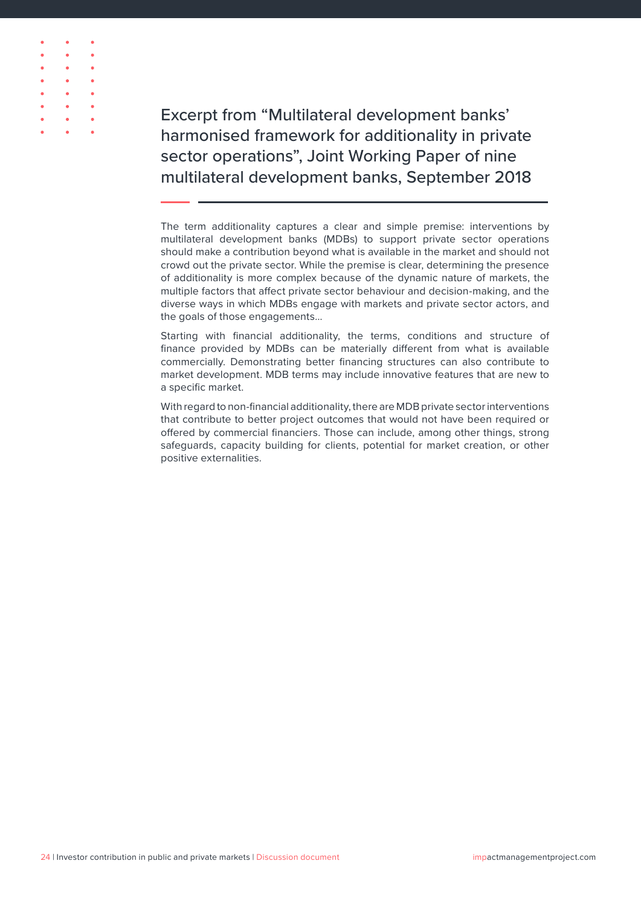# Excerpt from "Multilateral development banks' harmonised framework for additionality in private sector operations", Joint Working Paper of nine multilateral development banks, September 2018

The term additionality captures a clear and simple premise: interventions by multilateral development banks (MDBs) to support private sector operations should make a contribution beyond what is available in the market and should not crowd out the private sector. While the premise is clear, determining the presence of additionality is more complex because of the dynamic nature of markets, the multiple factors that affect private sector behaviour and decision-making, and the diverse ways in which MDBs engage with markets and private sector actors, and the goals of those engagements...

Starting with financial additionality, the terms, conditions and structure of finance provided by MDBs can be materially different from what is available commercially. Demonstrating better financing structures can also contribute to market development. MDB terms may include innovative features that are new to a specific market.

With regard to non-financial additionality, there are MDB private sector interventions that contribute to better project outcomes that would not have been required or offered by commercial financiers. Those can include, among other things, strong safeguards, capacity building for clients, potential for market creation, or other positive externalities.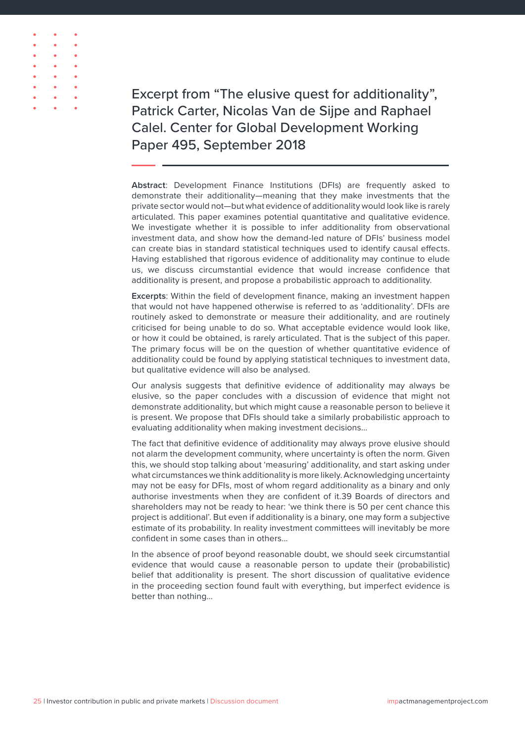# Excerpt from "The elusive quest for additionality", Patrick Carter, Nicolas Van de Sijpe and Raphael Calel. Center for Global Development Working Paper 495, September 2018

**Abstract**: Development Finance Institutions (DFIs) are frequently asked to demonstrate their additionality—meaning that they make investments that the private sector would not—but what evidence of additionality would look like is rarely articulated. This paper examines potential quantitative and qualitative evidence. We investigate whether it is possible to infer additionality from observational investment data, and show how the demand-led nature of DFIs' business model can create bias in standard statistical techniques used to identify causal effects. Having established that rigorous evidence of additionality may continue to elude us, we discuss circumstantial evidence that would increase confidence that additionality is present, and propose a probabilistic approach to additionality.

**Excerpts**: Within the field of development finance, making an investment happen that would not have happened otherwise is referred to as 'additionality'. DFIs are routinely asked to demonstrate or measure their additionality, and are routinely criticised for being unable to do so. What acceptable evidence would look like, or how it could be obtained, is rarely articulated. That is the subject of this paper. The primary focus will be on the question of whether quantitative evidence of additionality could be found by applying statistical techniques to investment data, but qualitative evidence will also be analysed.

Our analysis suggests that definitive evidence of additionality may always be elusive, so the paper concludes with a discussion of evidence that might not demonstrate additionality, but which might cause a reasonable person to believe it is present. We propose that DFIs should take a similarly probabilistic approach to evaluating additionality when making investment decisions…

The fact that definitive evidence of additionality may always prove elusive should not alarm the development community, where uncertainty is often the norm. Given this, we should stop talking about 'measuring' additionality, and start asking under what circumstances we think additionality is more likely. Acknowledging uncertainty may not be easy for DFIs, most of whom regard additionality as a binary and only authorise investments when they are confident of it.39 Boards of directors and shareholders may not be ready to hear: 'we think there is 50 per cent chance this project is additional'. But even if additionality is a binary, one may form a subjective estimate of its probability. In reality investment committees will inevitably be more confident in some cases than in others…

In the absence of proof beyond reasonable doubt, we should seek circumstantial evidence that would cause a reasonable person to update their (probabilistic) belief that additionality is present. The short discussion of qualitative evidence in the proceeding section found fault with everything, but imperfect evidence is better than nothing…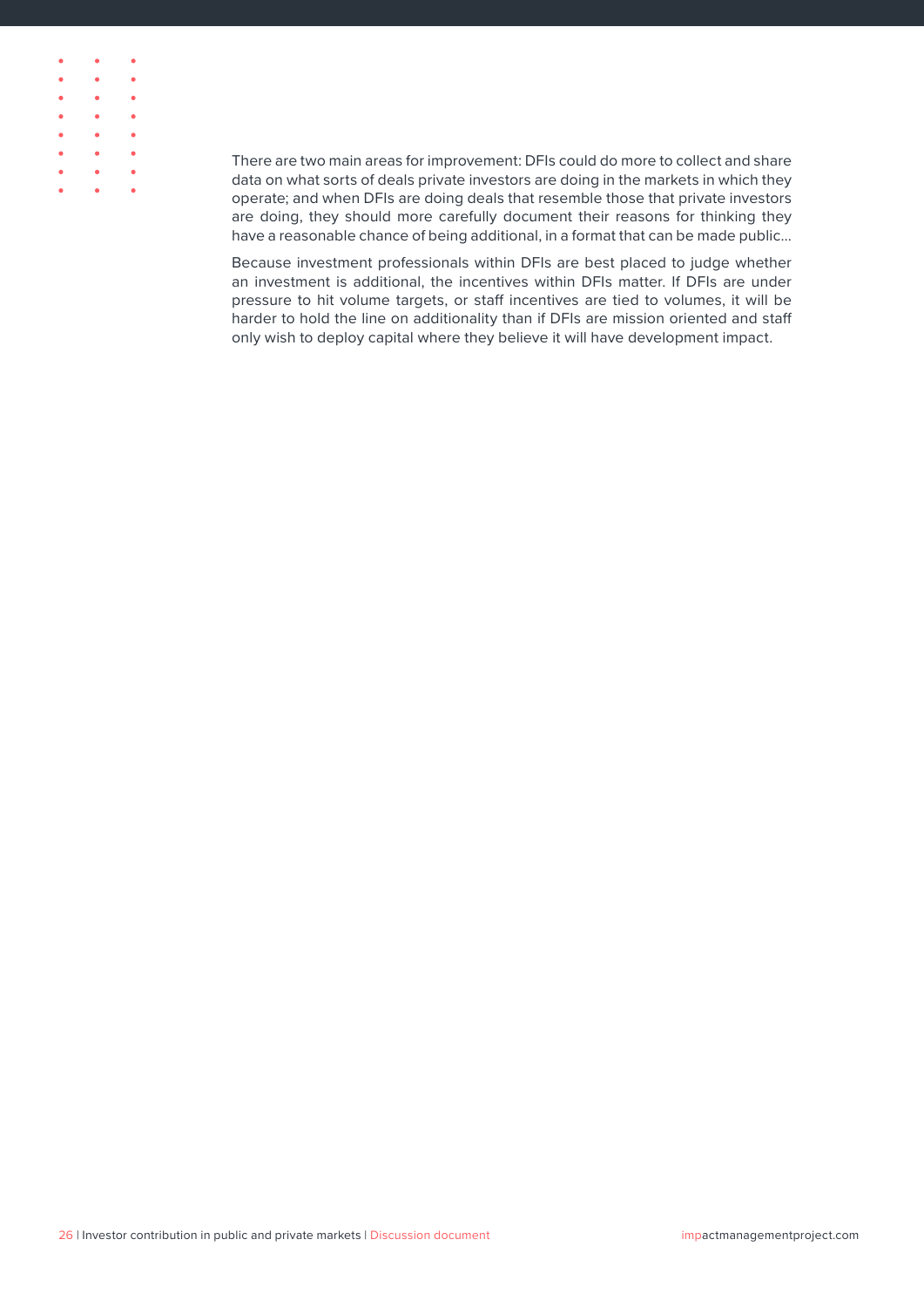There are two main areas for improvement: DFIs could do more to collect and share data on what sorts of deals private investors are doing in the markets in which they operate; and when DFIs are doing deals that resemble those that private investors are doing, they should more carefully document their reasons for thinking they have a reasonable chance of being additional, in a format that can be made public…

Because investment professionals within DFIs are best placed to judge whether an investment is additional, the incentives within DFIs matter. If DFIs are under pressure to hit volume targets, or staff incentives are tied to volumes, it will be harder to hold the line on additionality than if DFIs are mission oriented and staff only wish to deploy capital where they believe it will have development impact.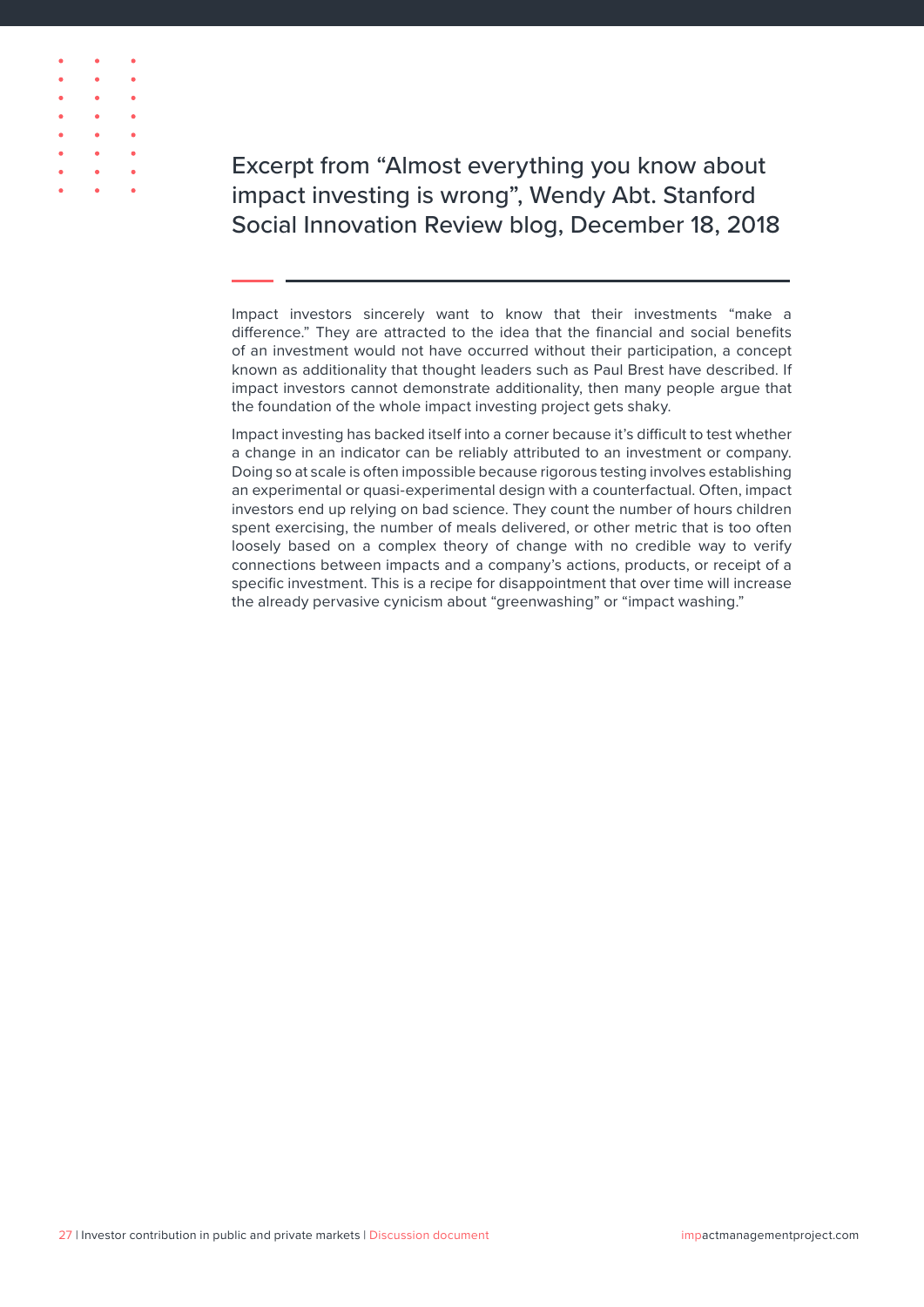## Excerpt from “Almost everything you know about impact investing is wrong”, Wendy Abt. Stanford Social Innovation Review blog, December 18, 2018

Impact investors sincerely want to know that their investments “make a difference.” They are attracted to the idea that the financial and social benefits of an investment would not have occurred without their participation, a concept known as additionality that thought leaders such as Paul Brest have described. If impact investors cannot demonstrate additionality, then many people argue that the foundation of the whole impact investing project gets shaky.

Impact investing has backed itself into a corner because it’s difficult to test whether a change in an indicator can be reliably attributed to an investment or company. Doing so at scale is often impossible because rigorous testing involves establishing an experimental or quasi-experimental design with a counterfactual. Often, impact investors end up relying on bad science. They count the number of hours children spent exercising, the number of meals delivered, or other metric that is too often loosely based on a complex theory of change with no credible way to verify connections between impacts and a company’s actions, products, or receipt of a specific investment. This is a recipe for disappointment that over time will increase the already pervasive cynicism about “greenwashing” or “impact washing.”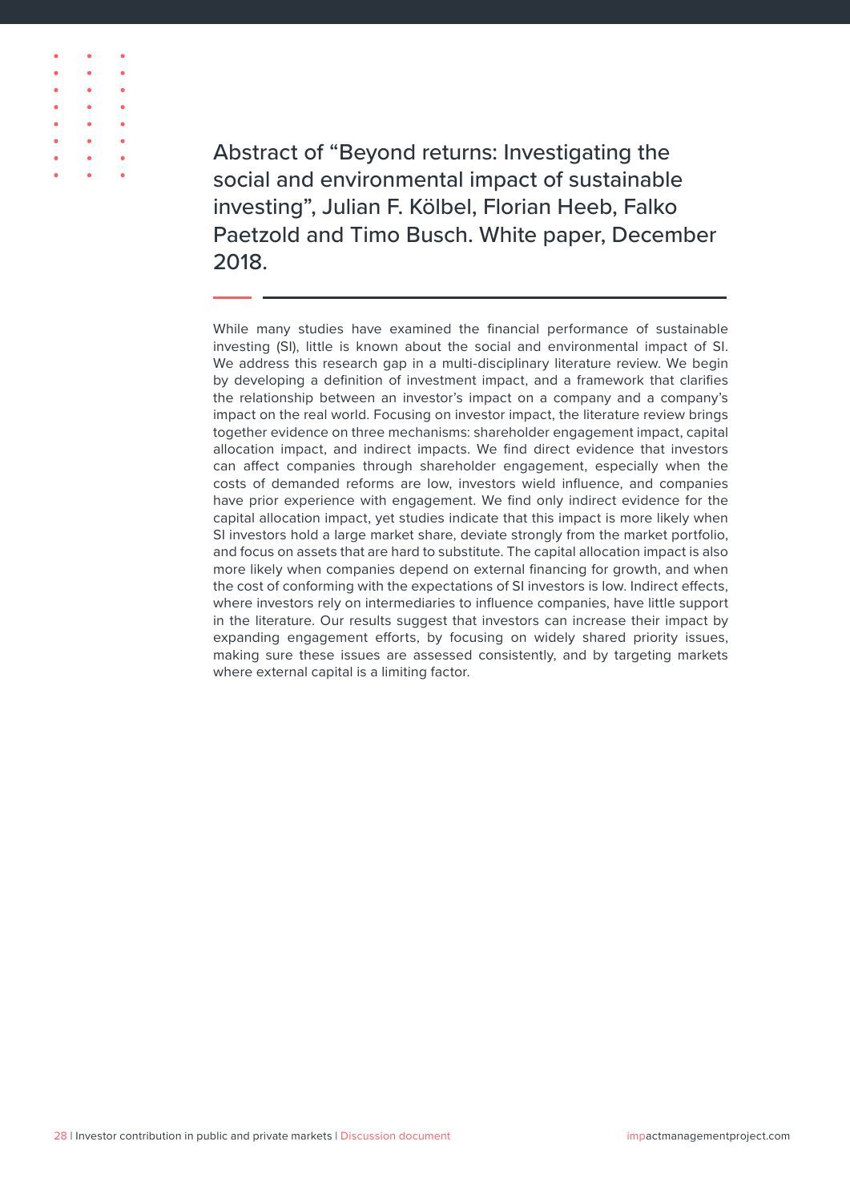## Abstract of "Beyond returns: Investigating the social and environmental impact of sustainable investing", Julian F. Kölbel, Florian Heeb, Falko Paetzold and Timo Busch. White paper, December 2018.

While many studies have examined the financial performance of sustainable investing (SI), little is known about the social and environmental impact of SI. We address this research gap in a multi-disciplinary literature review. We begin by developing a definition of investment impact, and a framework that clarifies the relationship between an investor's impact on a company and a company's impact on the real world. Focusing on investor impact, the literature review brings together evidence on three mechanisms: shareholder engagement impact, capital allocation impact, and indirect impacts. We find direct evidence that investors can affect companies through shareholder engagement, especially when the costs of demanded reforms are low, investors wield influence, and companies have prior experience with engagement. We find only indirect evidence for the capital allocation impact, yet studies indicate that this impact is more likely when SI investors hold a large market share, deviate strongly from the market portfolio, and focus on assets that are hard to substitute. The capital allocation impact is also more likely when companies depend on external financing for growth, and when the cost of conforming with the expectations of SI investors is low. Indirect effects, where investors rely on intermediaries to influence companies, have little support in the literature. Our results suggest that investors can increase their impact by expanding engagement efforts, by focusing on widely shared priority issues, making sure these issues are assessed consistently, and by targeting markets where external capital is a limiting factor.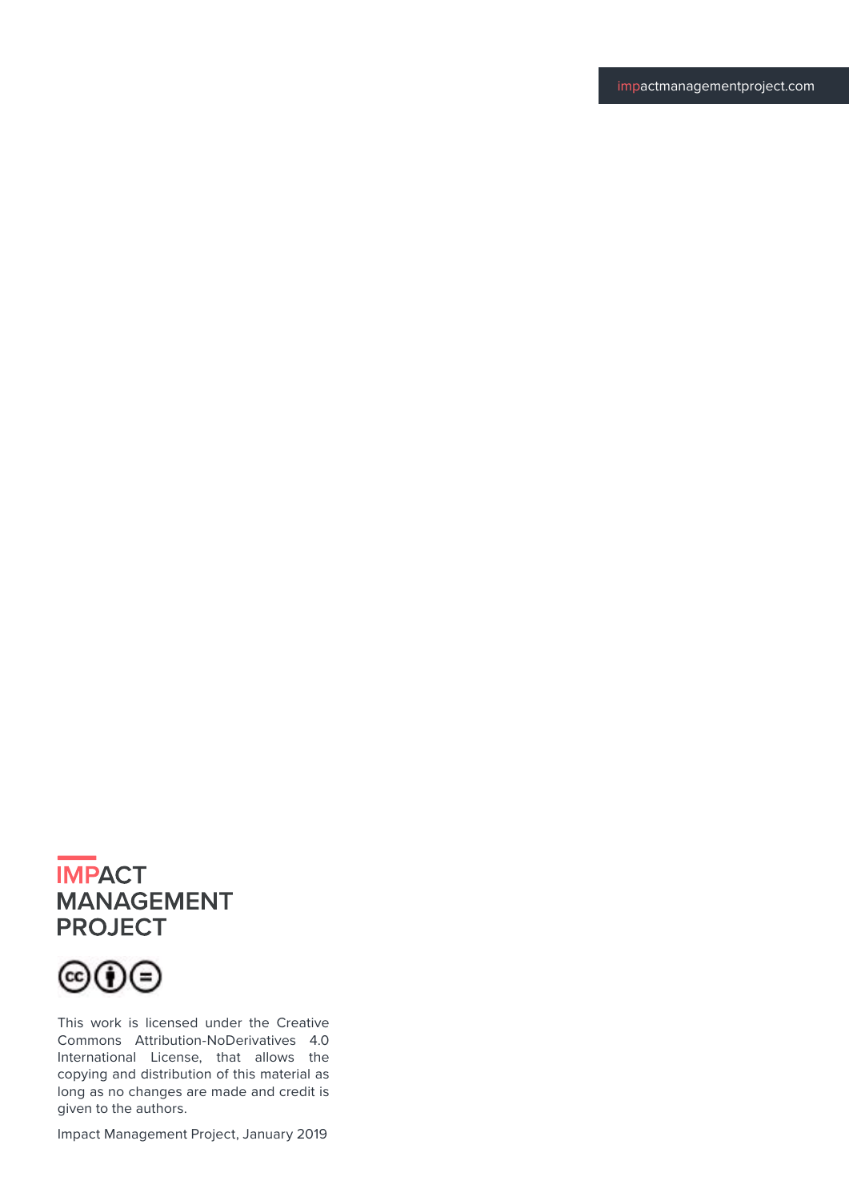impactmanagementproject.com

IMPACT
MANAGEMENT
PROJECT

This work is licensed under the Creative Commons Attribution-NoDerivatives 4.0 International License, that allows the copying and distribution of this material as long as no changes are made and credit is given to the authors.

Impact Management Project, January 2019